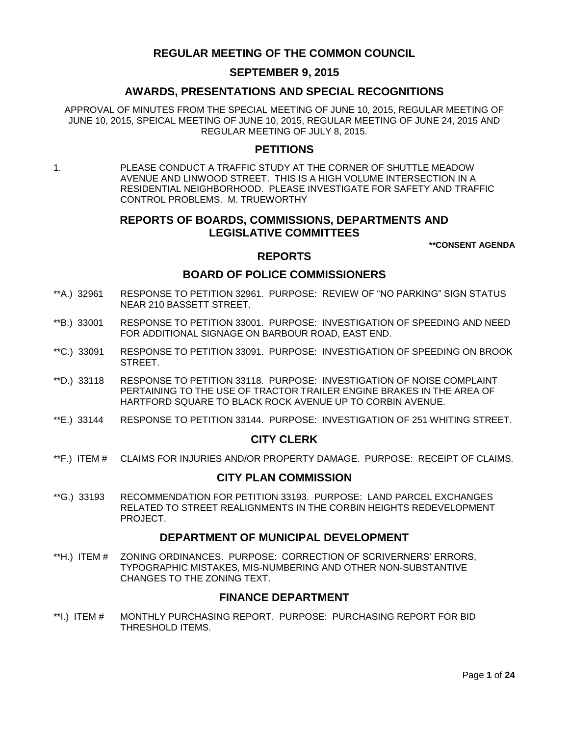# REGULAR MEETING OF THE COMMON COUNCIL

## SEPTEMBER 9, 2015

## AWARDS, PRESENTATIONS AND SPECIAL RECOGNITIONS

APPROVAL OF MINUTES FROM THE SPECIAL MEETING OF JUNE 10, 2015, REGULAR MEETING OF JUNE 10, 2015, SPEICAL MEETING OF JUNE 10, 2015, REGULAR MEETING OF JUNE 24, 2015 AND REGULAR MEETING OF JULY 8, 2015.

## PETITIONS

1. PLEASE CONDUCT A TRAFFIC STUDY AT THE CORNER OF SHUTTLE MEADOW AVENUE AND LINWOOD STREET. THIS IS A HIGH VOLUME INTERSECTION IN A RESIDENTIAL NEIGHBORHOOD. PLEASE INVESTIGATE FOR SAFETY AND TRAFFIC CONTROL PROBLEMS. M. TRUEWORTHY

## REPORTS OF BOARDS, COMMISSIONS, DEPARTMENTS AND LEGISLATIVE COMMITTEES

**\*\*CONSENT AGENDA**

## REPORTS

### BOARD OF POLICE COMMISSIONERS

**A.) 32961 RESPONSE TO PETITION 32961. PURPOSE: REVIEW OF "NO PARKING" SIGN STATUS NEAR 210 BASSETT STREET.

**B.) 33001 RESPONSE TO PETITION 33001. PURPOSE: INVESTIGATION OF SPEEDING AND NEED FOR ADDITIONAL SIGNAGE ON BARBOUR ROAD, EAST END.

**C.) 33091 RESPONSE TO PETITION 33091. PURPOSE: INVESTIGATION OF SPEEDING ON BROOK STREET.

**D.) 33118 RESPONSE TO PETITION 33118. PURPOSE: INVESTIGATION OF NOISE COMPLAINT PERTAINING TO THE USE OF TRACTOR TRAILER ENGINE BRAKES IN THE AREA OF HARTFORD SQUARE TO BLACK ROCK AVENUE UP TO CORBIN AVENUE.

**E.) 33144 RESPONSE TO PETITION 33144. PURPOSE: INVESTIGATION OF 251 WHITING STREET.

### CITY CLERK

**F.) ITEM # CLAIMS FOR INJURIES AND/OR PROPERTY DAMAGE. PURPOSE: RECEIPT OF CLAIMS.

### CITY PLAN COMMISSION

**G.) 33193 RECOMMENDATION FOR PETITION 33193. PURPOSE: LAND PARCEL EXCHANGES RELATED TO STREET REALIGNMENTS IN THE CORBIN HEIGHTS REDEVELOPMENT PROJECT.

### DEPARTMENT OF MUNICIPAL DEVELOPMENT

**H.) ITEM # ZONING ORDINANCES. PURPOSE: CORRECTION OF SCRIVERNERS' ERRORS, TYPOGRAPHIC MISTAKES, MIS-NUMBERING AND OTHER NON-SUBSTANTIVE CHANGES TO THE ZONING TEXT.

### FINANCE DEPARTMENT

**I.) ITEM # MONTHLY PURCHASING REPORT. PURPOSE: PURCHASING REPORT FOR BID THRESHOLD ITEMS.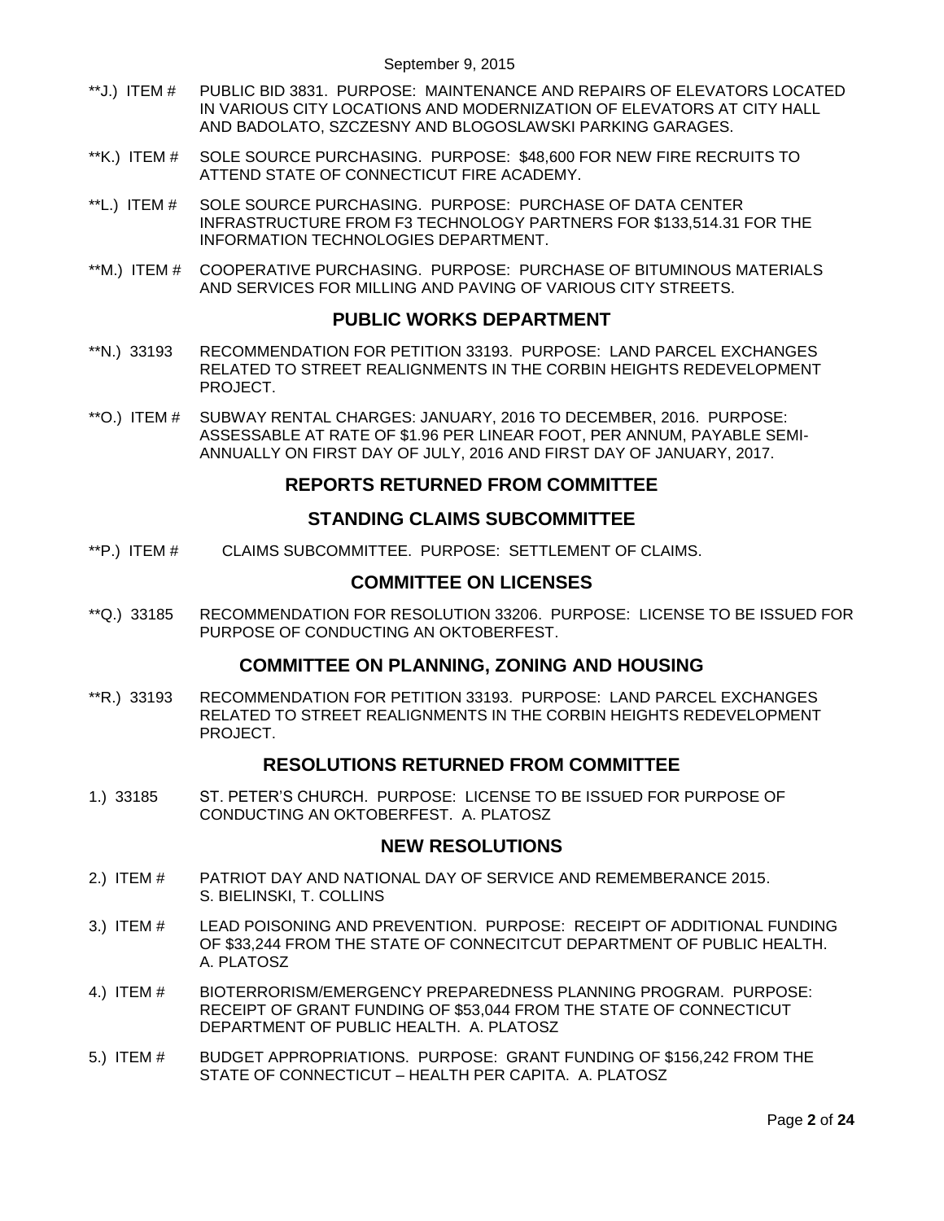**J.) ITEM # PUBLIC BID 3831. PURPOSE: MAINTENANCE AND REPAIRS OF ELEVATORS LOCATED IN VARIOUS CITY LOCATIONS AND MODERNIZATION OF ELEVATORS AT CITY HALL AND BADOLATO, SZCZESNY AND BLOGOSLAWSKI PARKING GARAGES.

**K.) ITEM # SOLE SOURCE PURCHASING. PURPOSE: $48,600 FOR NEW FIRE RECRUITS TO ATTEND STATE OF CONNECTICUT FIRE ACADEMY.

**L.) ITEM # SOLE SOURCE PURCHASING. PURPOSE: PURCHASE OF DATA CENTER INFRASTRUCTURE FROM F3 TECHNOLOGY PARTNERS FOR $133,514.31 FOR THE INFORMATION TECHNOLOGIES DEPARTMENT.

**M.) ITEM # COOPERATIVE PURCHASING. PURPOSE: PURCHASE OF BITUMINOUS MATERIALS AND SERVICES FOR MILLING AND PAVING OF VARIOUS CITY STREETS.

## PUBLIC WORKS DEPARTMENT

**N.) 33193 RECOMMENDATION FOR PETITION 33193. PURPOSE: LAND PARCEL EXCHANGES RELATED TO STREET REALIGNMENTS IN THE CORBIN HEIGHTS REDEVELOPMENT PROJECT.

**O.) ITEM # SUBWAY RENTAL CHARGES: JANUARY, 2016 TO DECEMBER, 2016. PURPOSE: ASSESSABLE AT RATE OF $1.96 PER LINEAR FOOT, PER ANNUM, PAYABLE SEMI-ANNUALLY ON FIRST DAY OF JULY, 2016 AND FIRST DAY OF JANUARY, 2017.

## REPORTS RETURNED FROM COMMITTEE

## STANDING CLAIMS SUBCOMMITTEE

**P.) ITEM # CLAIMS SUBCOMMITTEE. PURPOSE: SETTLEMENT OF CLAIMS.

## COMMITTEE ON LICENSES

**Q.) 33185 RECOMMENDATION FOR RESOLUTION 33206. PURPOSE: LICENSE TO BE ISSUED FOR PURPOSE OF CONDUCTING AN OKTOBERFEST.

## COMMITTEE ON PLANNING, ZONING AND HOUSING

**R.) 33193 RECOMMENDATION FOR PETITION 33193. PURPOSE: LAND PARCEL EXCHANGES RELATED TO STREET REALIGNMENTS IN THE CORBIN HEIGHTS REDEVELOPMENT PROJECT.

## RESOLUTIONS RETURNED FROM COMMITTEE

1.) 33185 ST. PETER'S CHURCH. PURPOSE: LICENSE TO BE ISSUED FOR PURPOSE OF CONDUCTING AN OKTOBERFEST. A. PLATOSZ

## NEW RESOLUTIONS

2.) ITEM # PATRIOT DAY AND NATIONAL DAY OF SERVICE AND REMEMBERANCE 2015. S. BIELINSKI, T. COLLINS

3.) ITEM # LEAD POISONING AND PREVENTION. PURPOSE: RECEIPT OF ADDITIONAL FUNDING OF $33,244 FROM THE STATE OF CONNECITCUT DEPARTMENT OF PUBLIC HEALTH. A. PLATOSZ

4.) ITEM # BIOTERRORISM/EMERGENCY PREPAREDNESS PLANNING PROGRAM. PURPOSE: RECEIPT OF GRANT FUNDING OF $53,044 FROM THE STATE OF CONNECTICUT DEPARTMENT OF PUBLIC HEALTH. A. PLATOSZ

5.) ITEM # BUDGET APPROPRIATIONS. PURPOSE: GRANT FUNDING OF $156,242 FROM THE STATE OF CONNECTICUT – HEALTH PER CAPITA. A. PLATOSZ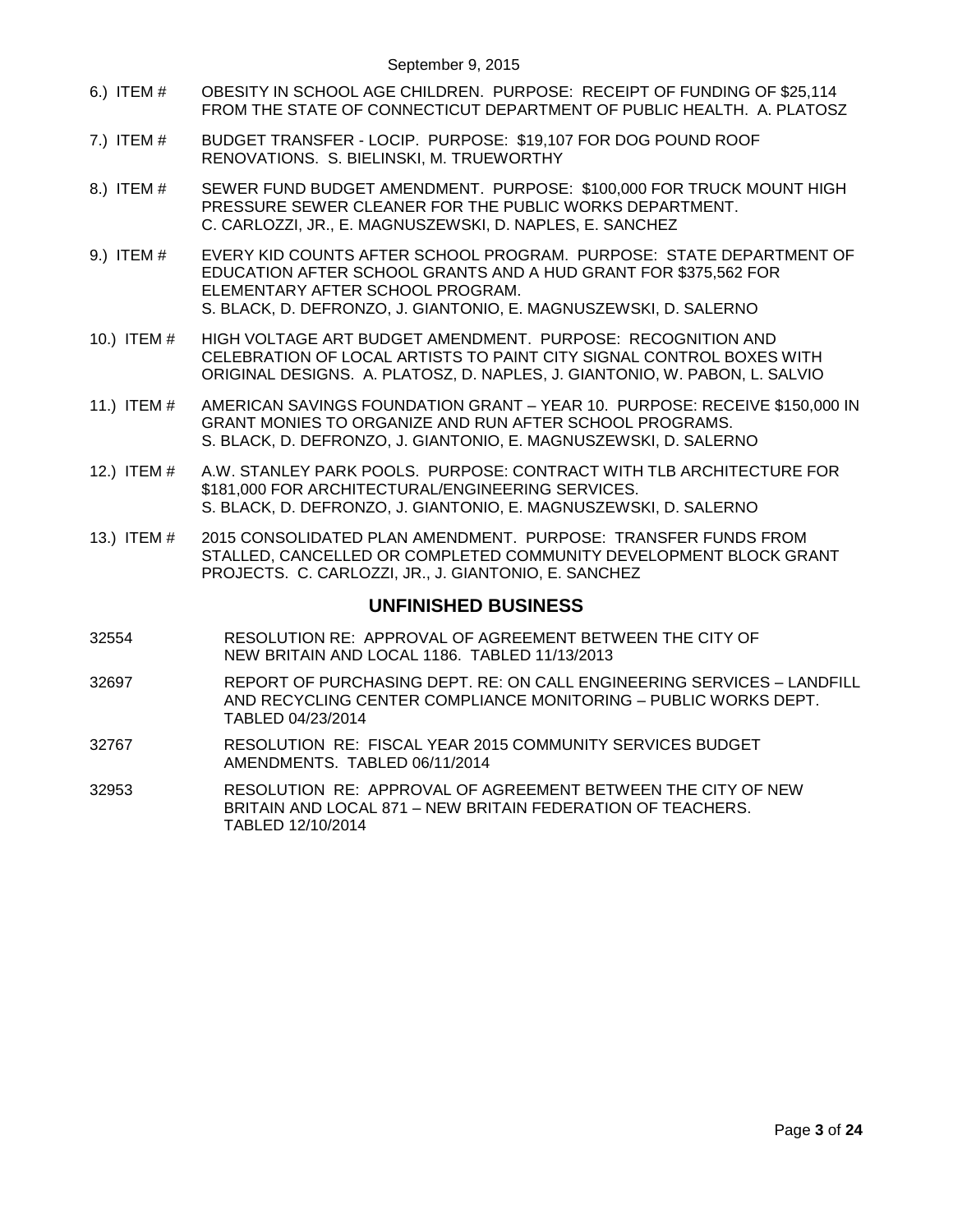6.) ITEM # OBESITY IN SCHOOL AGE CHILDREN. PURPOSE: RECEIPT OF FUNDING OF $25,114 FROM THE STATE OF CONNECTICUT DEPARTMENT OF PUBLIC HEALTH. A. PLATOSZ

7.) ITEM # BUDGET TRANSFER - LOCIP. PURPOSE: $19,107 FOR DOG POUND ROOF RENOVATIONS. S. BIELINSKI, M. TRUEWORTHY

8.) ITEM # SEWER FUND BUDGET AMENDMENT. PURPOSE: $100,000 FOR TRUCK MOUNT HIGH PRESSURE SEWER CLEANER FOR THE PUBLIC WORKS DEPARTMENT. C. CARLOZZI, JR., E. MAGNUSZEWSKI, D. NAPLES, E. SANCHEZ

9.) ITEM # EVERY KID COUNTS AFTER SCHOOL PROGRAM. PURPOSE: STATE DEPARTMENT OF EDUCATION AFTER SCHOOL GRANTS AND A HUD GRANT FOR $375,562 FOR ELEMENTARY AFTER SCHOOL PROGRAM. S. BLACK, D. DEFRONZO, J. GIANTONIO, E. MAGNUSZEWSKI, D. SALERNO

10.) ITEM # HIGH VOLTAGE ART BUDGET AMENDMENT. PURPOSE: RECOGNITION AND CELEBRATION OF LOCAL ARTISTS TO PAINT CITY SIGNAL CONTROL BOXES WITH ORIGINAL DESIGNS. A. PLATOSZ, D. NAPLES, J. GIANTONIO, W. PABON, L. SALVIO

11.) ITEM # AMERICAN SAVINGS FOUNDATION GRANT – YEAR 10. PURPOSE: RECEIVE $150,000 IN GRANT MONIES TO ORGANIZE AND RUN AFTER SCHOOL PROGRAMS. S. BLACK, D. DEFRONZO, J. GIANTONIO, E. MAGNUSZEWSKI, D. SALERNO

12.) ITEM # A.W. STANLEY PARK POOLS. PURPOSE: CONTRACT WITH TLB ARCHITECTURE FOR $181,000 FOR ARCHITECTURAL/ENGINEERING SERVICES. S. BLACK, D. DEFRONZO, J. GIANTONIO, E. MAGNUSZEWSKI, D. SALERNO

13.) ITEM # 2015 CONSOLIDATED PLAN AMENDMENT. PURPOSE: TRANSFER FUNDS FROM STALLED, CANCELLED OR COMPLETED COMMUNITY DEVELOPMENT BLOCK GRANT PROJECTS. C. CARLOZZI, JR., J. GIANTONIO, E. SANCHEZ

## UNFINISHED BUSINESS

32554 RESOLUTION RE: APPROVAL OF AGREEMENT BETWEEN THE CITY OF NEW BRITAIN AND LOCAL 1186. TABLED 11/13/2013

32697 REPORT OF PURCHASING DEPT. RE: ON CALL ENGINEERING SERVICES – LANDFILL AND RECYCLING CENTER COMPLIANCE MONITORING – PUBLIC WORKS DEPT. TABLED 04/23/2014

32767 RESOLUTION RE: FISCAL YEAR 2015 COMMUNITY SERVICES BUDGET AMENDMENTS. TABLED 06/11/2014

32953 RESOLUTION RE: APPROVAL OF AGREEMENT BETWEEN THE CITY OF NEW BRITAIN AND LOCAL 871 – NEW BRITAIN FEDERATION OF TEACHERS. TABLED 12/10/2014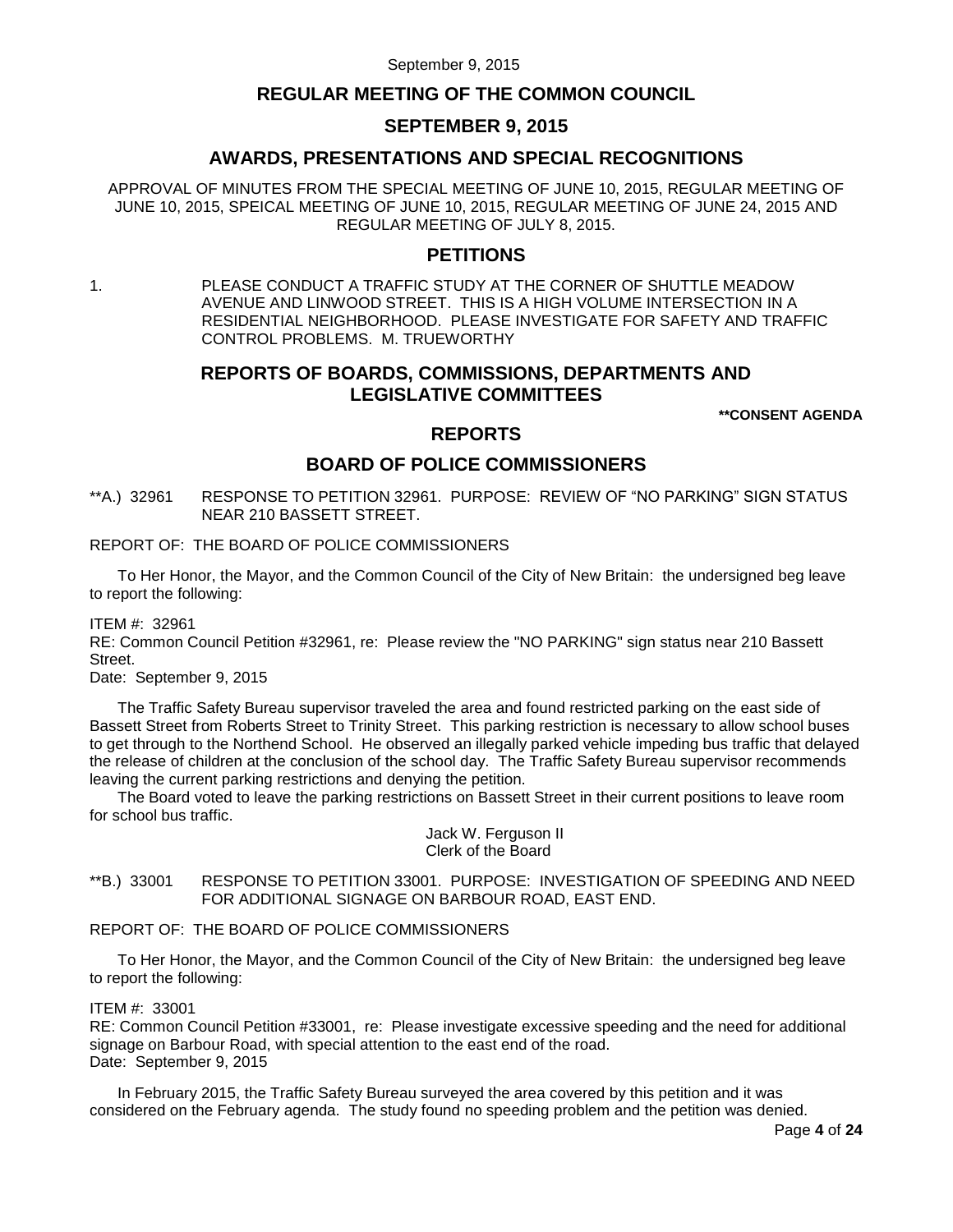# REGULAR MEETING OF THE COMMON COUNCIL

# SEPTEMBER 9, 2015

## AWARDS, PRESENTATIONS AND SPECIAL RECOGNITIONS

APPROVAL OF MINUTES FROM THE SPECIAL MEETING OF JUNE 10, 2015, REGULAR MEETING OF JUNE 10, 2015, SPEICAL MEETING OF JUNE 10, 2015, REGULAR MEETING OF JUNE 24, 2015 AND REGULAR MEETING OF JULY 8, 2015.

## PETITIONS

1. PLEASE CONDUCT A TRAFFIC STUDY AT THE CORNER OF SHUTTLE MEADOW AVENUE AND LINWOOD STREET. THIS IS A HIGH VOLUME INTERSECTION IN A RESIDENTIAL NEIGHBORHOOD. PLEASE INVESTIGATE FOR SAFETY AND TRAFFIC CONTROL PROBLEMS. M. TRUEWORTHY

## REPORTS OF BOARDS, COMMISSIONS, DEPARTMENTS AND LEGISLATIVE COMMITTEES

**\*\*CONSENT AGENDA**

## REPORTS

## BOARD OF POLICE COMMISSIONERS

**A.) 32961 RESPONSE TO PETITION 32961. PURPOSE: REVIEW OF "NO PARKING" SIGN STATUS NEAR 210 BASSETT STREET.

REPORT OF: THE BOARD OF POLICE COMMISSIONERS

To Her Honor, the Mayor, and the Common Council of the City of New Britain: the undersigned beg leave to report the following:

ITEM #: 32961
RE: Common Council Petition #32961, re: Please review the "NO PARKING" sign status near 210 Bassett Street.
Date: September 9, 2015

The Traffic Safety Bureau supervisor traveled the area and found restricted parking on the east side of Bassett Street from Roberts Street to Trinity Street. This parking restriction is necessary to allow school buses to get through to the Northend School. He observed an illegally parked vehicle impeding bus traffic that delayed the release of children at the conclusion of the school day. The Traffic Safety Bureau supervisor recommends leaving the current parking restrictions and denying the petition.

The Board voted to leave the parking restrictions on Bassett Street in their current positions to leave room for school bus traffic.

Jack W. Ferguson II
Clerk of the Board

**B.) 33001 RESPONSE TO PETITION 33001. PURPOSE: INVESTIGATION OF SPEEDING AND NEED FOR ADDITIONAL SIGNAGE ON BARBOUR ROAD, EAST END.

REPORT OF: THE BOARD OF POLICE COMMISSIONERS

To Her Honor, the Mayor, and the Common Council of the City of New Britain: the undersigned beg leave to report the following:

ITEM #: 33001
RE: Common Council Petition #33001, re: Please investigate excessive speeding and the need for additional signage on Barbour Road, with special attention to the east end of the road.
Date: September 9, 2015

In February 2015, the Traffic Safety Bureau surveyed the area covered by this petition and it was considered on the February agenda. The study found no speeding problem and the petition was denied.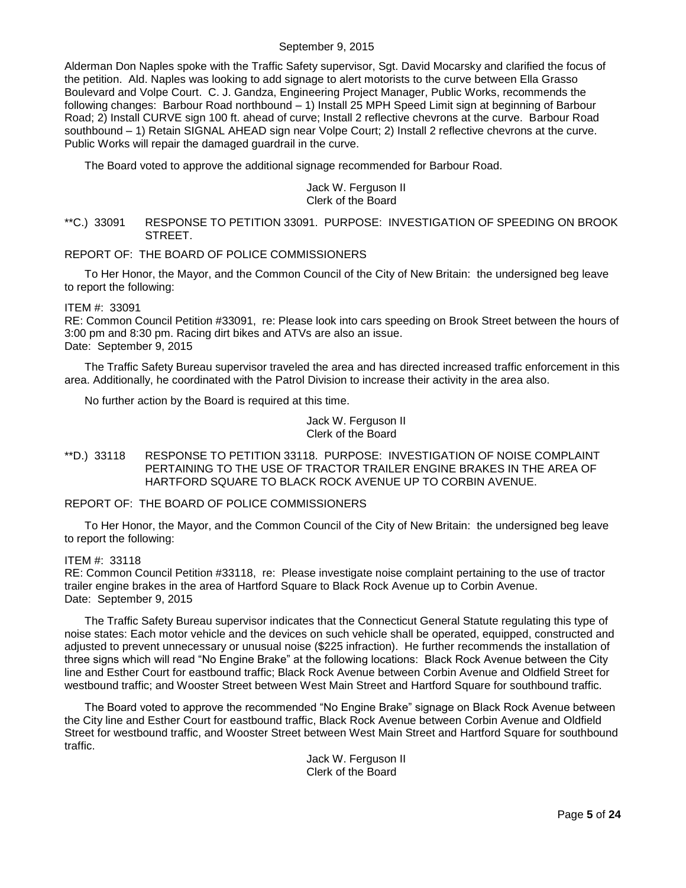Alderman Don Naples spoke with the Traffic Safety supervisor, Sgt. David Mocarsky and clarified the focus of the petition. Ald. Naples was looking to add signage to alert motorists to the curve between Ella Grasso Boulevard and Volpe Court. C. J. Gandza, Engineering Project Manager, Public Works, recommends the following changes: Barbour Road northbound – 1) Install 25 MPH Speed Limit sign at beginning of Barbour Road; 2) Install CURVE sign 100 ft. ahead of curve; Install 2 reflective chevrons at the curve. Barbour Road southbound – 1) Retain SIGNAL AHEAD sign near Volpe Court; 2) Install 2 reflective chevrons at the curve. Public Works will repair the damaged guardrail in the curve.

The Board voted to approve the additional signage recommended for Barbour Road.

Jack W. Ferguson II
Clerk of the Board

**C.) 33091 RESPONSE TO PETITION 33091. PURPOSE: INVESTIGATION OF SPEEDING ON BROOK STREET.

REPORT OF: THE BOARD OF POLICE COMMISSIONERS

To Her Honor, the Mayor, and the Common Council of the City of New Britain: the undersigned beg leave to report the following:

ITEM #: 33091
RE: Common Council Petition #33091, re: Please look into cars speeding on Brook Street between the hours of 3:00 pm and 8:30 pm. Racing dirt bikes and ATVs are also an issue.
Date: September 9, 2015

The Traffic Safety Bureau supervisor traveled the area and has directed increased traffic enforcement in this area. Additionally, he coordinated with the Patrol Division to increase their activity in the area also.

No further action by the Board is required at this time.

Jack W. Ferguson II
Clerk of the Board

**D.) 33118 RESPONSE TO PETITION 33118. PURPOSE: INVESTIGATION OF NOISE COMPLAINT PERTAINING TO THE USE OF TRACTOR TRAILER ENGINE BRAKES IN THE AREA OF HARTFORD SQUARE TO BLACK ROCK AVENUE UP TO CORBIN AVENUE.

REPORT OF: THE BOARD OF POLICE COMMISSIONERS

To Her Honor, the Mayor, and the Common Council of the City of New Britain: the undersigned beg leave to report the following:

ITEM #: 33118
RE: Common Council Petition #33118, re: Please investigate noise complaint pertaining to the use of tractor trailer engine brakes in the area of Hartford Square to Black Rock Avenue up to Corbin Avenue.
Date: September 9, 2015

The Traffic Safety Bureau supervisor indicates that the Connecticut General Statute regulating this type of noise states: Each motor vehicle and the devices on such vehicle shall be operated, equipped, constructed and adjusted to prevent unnecessary or unusual noise ($225 infraction). He further recommends the installation of three signs which will read "No Engine Brake" at the following locations: Black Rock Avenue between the City line and Esther Court for eastbound traffic; Black Rock Avenue between Corbin Avenue and Oldfield Street for westbound traffic; and Wooster Street between West Main Street and Hartford Square for southbound traffic.

The Board voted to approve the recommended "No Engine Brake" signage on Black Rock Avenue between the City line and Esther Court for eastbound traffic, Black Rock Avenue between Corbin Avenue and Oldfield Street for westbound traffic, and Wooster Street between West Main Street and Hartford Square for southbound traffic.

Jack W. Ferguson II
Clerk of the Board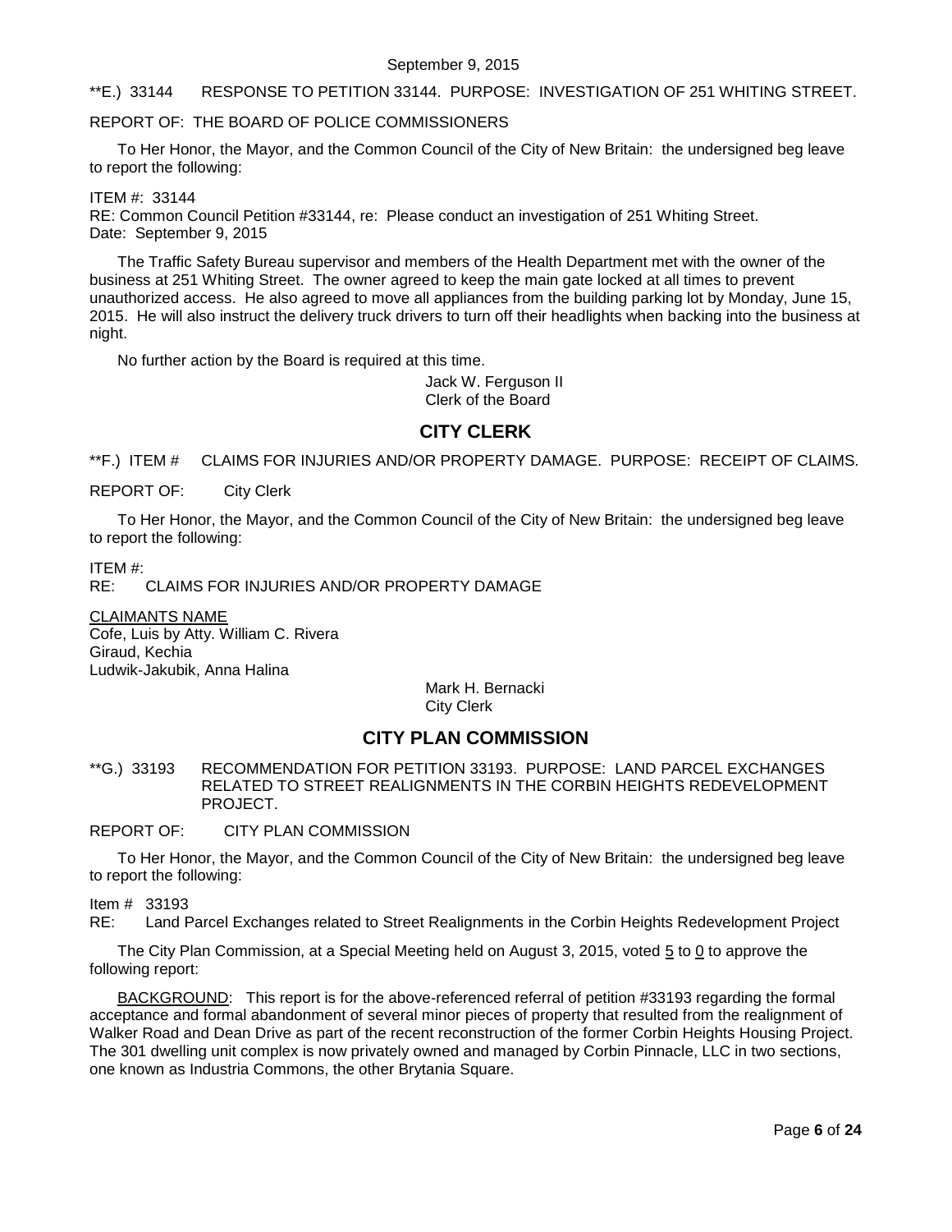**E.) 33144 RESPONSE TO PETITION 33144. PURPOSE: INVESTIGATION OF 251 WHITING STREET.

REPORT OF: THE BOARD OF POLICE COMMISSIONERS

To Her Honor, the Mayor, and the Common Council of the City of New Britain: the undersigned beg leave to report the following:

ITEM #: 33144
RE: Common Council Petition #33144, re: Please conduct an investigation of 251 Whiting Street.
Date: September 9, 2015

The Traffic Safety Bureau supervisor and members of the Health Department met with the owner of the business at 251 Whiting Street. The owner agreed to keep the main gate locked at all times to prevent unauthorized access. He also agreed to move all appliances from the building parking lot by Monday, June 15, 2015. He will also instruct the delivery truck drivers to turn off their headlights when backing into the business at night.

No further action by the Board is required at this time.

Jack W. Ferguson II
Clerk of the Board

## CITY CLERK

**F.) ITEM # CLAIMS FOR INJURIES AND/OR PROPERTY DAMAGE. PURPOSE: RECEIPT OF CLAIMS.

REPORT OF: City Clerk

To Her Honor, the Mayor, and the Common Council of the City of New Britain: the undersigned beg leave to report the following:

ITEM #:
RE: CLAIMS FOR INJURIES AND/OR PROPERTY DAMAGE

<u>CLAIMANTS NAME</u>
Cofe, Luis by Atty. William C. Rivera
Giraud, Kechia
Ludwik-Jakubik, Anna Halina

Mark H. Bernacki
City Clerk

## CITY PLAN COMMISSION

**G.) 33193 RECOMMENDATION FOR PETITION 33193. PURPOSE: LAND PARCEL EXCHANGES RELATED TO STREET REALIGNMENTS IN THE CORBIN HEIGHTS REDEVELOPMENT PROJECT.

REPORT OF: CITY PLAN COMMISSION

To Her Honor, the Mayor, and the Common Council of the City of New Britain: the undersigned beg leave to report the following:

Item # 33193
RE: Land Parcel Exchanges related to Street Realignments in the Corbin Heights Redevelopment Project

The City Plan Commission, at a Special Meeting held on August 3, 2015, voted <u>5</u> to <u>0</u> to approve the following report:

<u>BACKGROUND</u>: This report is for the above-referenced referral of petition #33193 regarding the formal acceptance and formal abandonment of several minor pieces of property that resulted from the realignment of Walker Road and Dean Drive as part of the recent reconstruction of the former Corbin Heights Housing Project. The 301 dwelling unit complex is now privately owned and managed by Corbin Pinnacle, LLC in two sections, one known as Industria Commons, the other Brytania Square.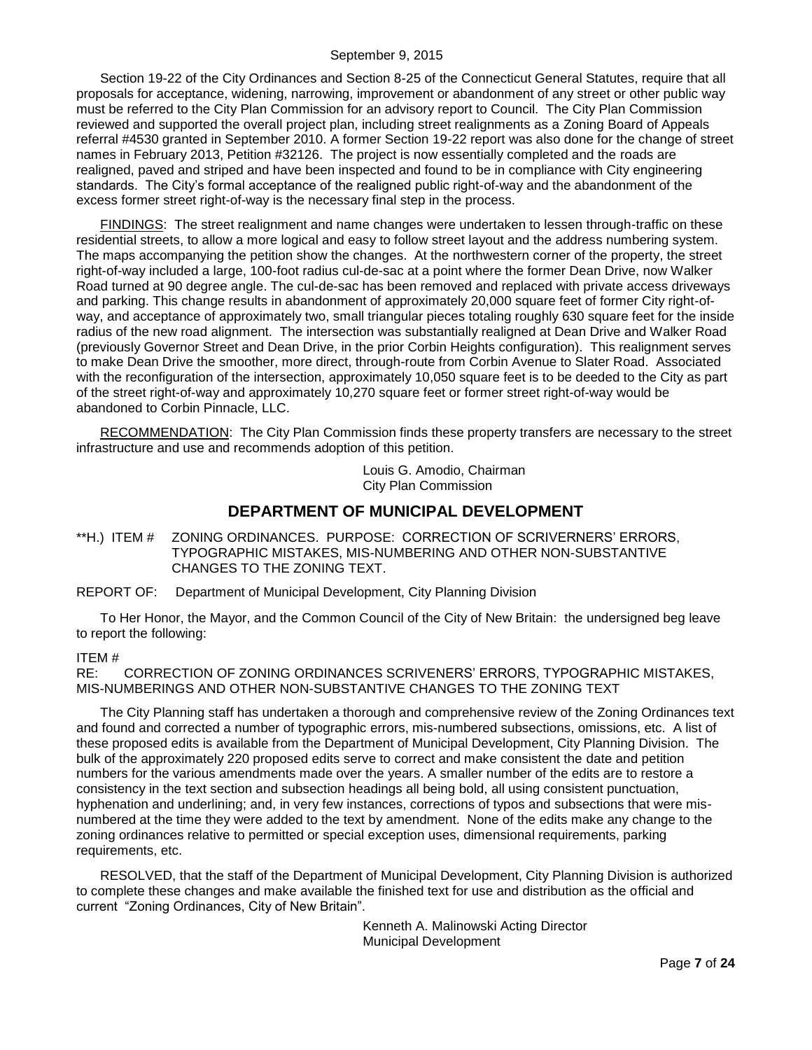Section 19-22 of the City Ordinances and Section 8-25 of the Connecticut General Statutes, require that all proposals for acceptance, widening, narrowing, improvement or abandonment of any street or other public way must be referred to the City Plan Commission for an advisory report to Council. The City Plan Commission reviewed and supported the overall project plan, including street realignments as a Zoning Board of Appeals referral #4530 granted in September 2010. A former Section 19-22 report was also done for the change of street names in February 2013, Petition #32126. The project is now essentially completed and the roads are realigned, paved and striped and have been inspected and found to be in compliance with City engineering standards. The City's formal acceptance of the realigned public right-of-way and the abandonment of the excess former street right-of-way is the necessary final step in the process.

FINDINGS: The street realignment and name changes were undertaken to lessen through-traffic on these residential streets, to allow a more logical and easy to follow street layout and the address numbering system. The maps accompanying the petition show the changes. At the northwestern corner of the property, the street right-of-way included a large, 100-foot radius cul-de-sac at a point where the former Dean Drive, now Walker Road turned at 90 degree angle. The cul-de-sac has been removed and replaced with private access driveways and parking. This change results in abandonment of approximately 20,000 square feet of former City right-of-way, and acceptance of approximately two, small triangular pieces totaling roughly 630 square feet for the inside radius of the new road alignment. The intersection was substantially realigned at Dean Drive and Walker Road (previously Governor Street and Dean Drive, in the prior Corbin Heights configuration). This realignment serves to make Dean Drive the smoother, more direct, through-route from Corbin Avenue to Slater Road. Associated with the reconfiguration of the intersection, approximately 10,050 square feet is to be deeded to the City as part of the street right-of-way and approximately 10,270 square feet or former street right-of-way would be abandoned to Corbin Pinnacle, LLC.

RECOMMENDATION: The City Plan Commission finds these property transfers are necessary to the street infrastructure and use and recommends adoption of this petition.

Louis G. Amodio, Chairman
City Plan Commission

## DEPARTMENT OF MUNICIPAL DEVELOPMENT

**H.) ITEM # ZONING ORDINANCES. PURPOSE: CORRECTION OF SCRIVERNERS' ERRORS, TYPOGRAPHIC MISTAKES, MIS-NUMBERING AND OTHER NON-SUBSTANTIVE CHANGES TO THE ZONING TEXT.

REPORT OF: Department of Municipal Development, City Planning Division

To Her Honor, the Mayor, and the Common Council of the City of New Britain: the undersigned beg leave to report the following:

ITEM #
RE: CORRECTION OF ZONING ORDINANCES SCRIVENERS' ERRORS, TYPOGRAPHIC MISTAKES, MIS-NUMBERINGS AND OTHER NON-SUBSTANTIVE CHANGES TO THE ZONING TEXT

The City Planning staff has undertaken a thorough and comprehensive review of the Zoning Ordinances text and found and corrected a number of typographic errors, mis-numbered subsections, omissions, etc. A list of these proposed edits is available from the Department of Municipal Development, City Planning Division. The bulk of the approximately 220 proposed edits serve to correct and make consistent the date and petition numbers for the various amendments made over the years. A smaller number of the edits are to restore a consistency in the text section and subsection headings all being bold, all using consistent punctuation, hyphenation and underlining; and, in very few instances, corrections of typos and subsections that were mis-numbered at the time they were added to the text by amendment. None of the edits make any change to the zoning ordinances relative to permitted or special exception uses, dimensional requirements, parking requirements, etc.

RESOLVED, that the staff of the Department of Municipal Development, City Planning Division is authorized to complete these changes and make available the finished text for use and distribution as the official and current "Zoning Ordinances, City of New Britain".

Kenneth A. Malinowski Acting Director
Municipal Development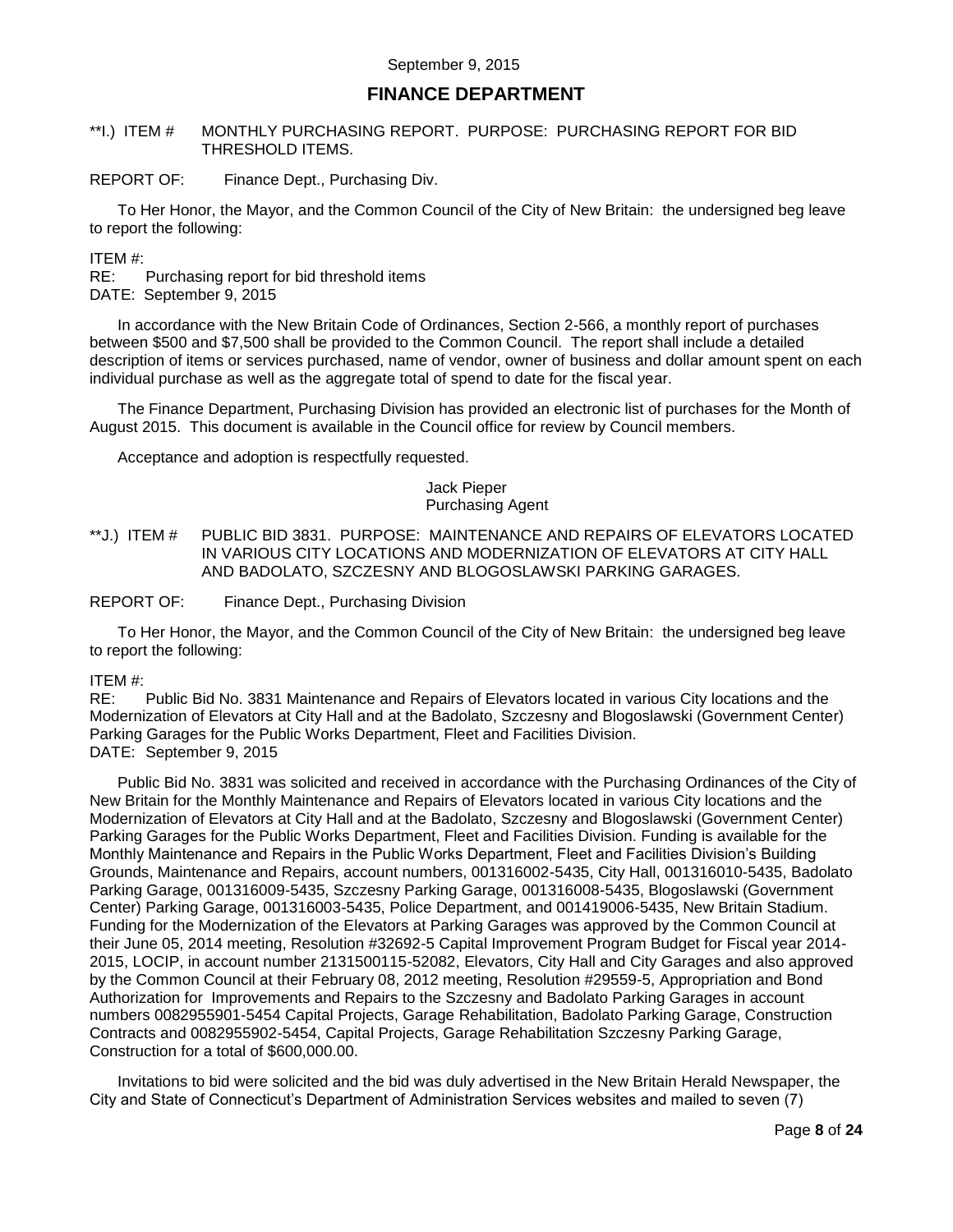September 9, 2015

## FINANCE DEPARTMENT

**I.) ITEM # MONTHLY PURCHASING REPORT. PURPOSE: PURCHASING REPORT FOR BID THRESHOLD ITEMS.

REPORT OF: Finance Dept., Purchasing Div.

To Her Honor, the Mayor, and the Common Council of the City of New Britain: the undersigned beg leave to report the following:

ITEM #:
RE: Purchasing report for bid threshold items
DATE: September 9, 2015

In accordance with the New Britain Code of Ordinances, Section 2-566, a monthly report of purchases between $500 and $7,500 shall be provided to the Common Council. The report shall include a detailed description of items or services purchased, name of vendor, owner of business and dollar amount spent on each individual purchase as well as the aggregate total of spend to date for the fiscal year.

The Finance Department, Purchasing Division has provided an electronic list of purchases for the Month of August 2015. This document is available in the Council office for review by Council members.

Acceptance and adoption is respectfully requested.

Jack Pieper
Purchasing Agent

**J.) ITEM # PUBLIC BID 3831. PURPOSE: MAINTENANCE AND REPAIRS OF ELEVATORS LOCATED IN VARIOUS CITY LOCATIONS AND MODERNIZATION OF ELEVATORS AT CITY HALL AND BADOLATO, SZCZESNY AND BLOGOSLAWSKI PARKING GARAGES.

REPORT OF: Finance Dept., Purchasing Division

To Her Honor, the Mayor, and the Common Council of the City of New Britain: the undersigned beg leave to report the following:

ITEM #:
RE: Public Bid No. 3831 Maintenance and Repairs of Elevators located in various City locations and the Modernization of Elevators at City Hall and at the Badolato, Szczesny and Blogoslawski (Government Center) Parking Garages for the Public Works Department, Fleet and Facilities Division.
DATE: September 9, 2015

Public Bid No. 3831 was solicited and received in accordance with the Purchasing Ordinances of the City of New Britain for the Monthly Maintenance and Repairs of Elevators located in various City locations and the Modernization of Elevators at City Hall and at the Badolato, Szczesny and Blogoslawski (Government Center) Parking Garages for the Public Works Department, Fleet and Facilities Division. Funding is available for the Monthly Maintenance and Repairs in the Public Works Department, Fleet and Facilities Division's Building Grounds, Maintenance and Repairs, account numbers, 001316002-5435, City Hall, 001316010-5435, Badolato Parking Garage, 001316009-5435, Szczesny Parking Garage, 001316008-5435, Blogoslawski (Government Center) Parking Garage, 001316003-5435, Police Department, and 001419006-5435, New Britain Stadium. Funding for the Modernization of the Elevators at Parking Garages was approved by the Common Council at their June 05, 2014 meeting, Resolution #32692-5 Capital Improvement Program Budget for Fiscal year 2014-2015, LOCIP, in account number 2131500115-52082, Elevators, City Hall and City Garages and also approved by the Common Council at their February 08, 2012 meeting, Resolution #29559-5, Appropriation and Bond Authorization for Improvements and Repairs to the Szczesny and Badolato Parking Garages in account numbers 0082955901-5454 Capital Projects, Garage Rehabilitation, Badolato Parking Garage, Construction Contracts and 0082955902-5454, Capital Projects, Garage Rehabilitation Szczesny Parking Garage, Construction for a total of $600,000.00.

Invitations to bid were solicited and the bid was duly advertised in the New Britain Herald Newspaper, the City and State of Connecticut's Department of Administration Services websites and mailed to seven (7)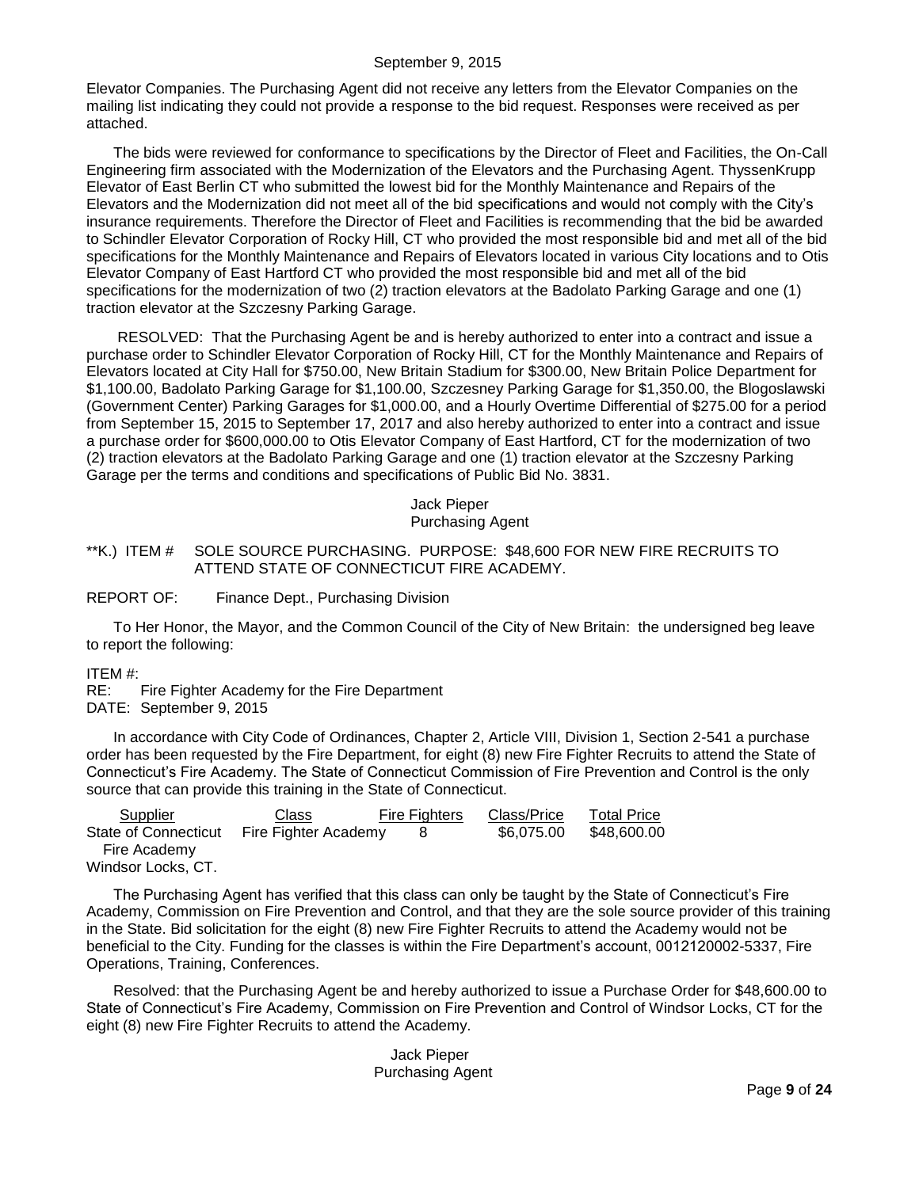Elevator Companies. The Purchasing Agent did not receive any letters from the Elevator Companies on the mailing list indicating they could not provide a response to the bid request. Responses were received as per attached.

The bids were reviewed for conformance to specifications by the Director of Fleet and Facilities, the On-Call Engineering firm associated with the Modernization of the Elevators and the Purchasing Agent. ThyssenKrupp Elevator of East Berlin CT who submitted the lowest bid for the Monthly Maintenance and Repairs of the Elevators and the Modernization did not meet all of the bid specifications and would not comply with the City's insurance requirements. Therefore the Director of Fleet and Facilities is recommending that the bid be awarded to Schindler Elevator Corporation of Rocky Hill, CT who provided the most responsible bid and met all of the bid specifications for the Monthly Maintenance and Repairs of Elevators located in various City locations and to Otis Elevator Company of East Hartford CT who provided the most responsible bid and met all of the bid specifications for the modernization of two (2) traction elevators at the Badolato Parking Garage and one (1) traction elevator at the Szczesny Parking Garage.

RESOLVED: That the Purchasing Agent be and is hereby authorized to enter into a contract and issue a purchase order to Schindler Elevator Corporation of Rocky Hill, CT for the Monthly Maintenance and Repairs of Elevators located at City Hall for $750.00, New Britain Stadium for $300.00, New Britain Police Department for $1,100.00, Badolato Parking Garage for $1,100.00, Szczesney Parking Garage for $1,350.00, the Blogoslawski (Government Center) Parking Garages for $1,000.00, and a Hourly Overtime Differential of $275.00 for a period from September 15, 2015 to September 17, 2017 and also hereby authorized to enter into a contract and issue a purchase order for $600,000.00 to Otis Elevator Company of East Hartford, CT for the modernization of two (2) traction elevators at the Badolato Parking Garage and one (1) traction elevator at the Szczesny Parking Garage per the terms and conditions and specifications of Public Bid No. 3831.

Jack Pieper
Purchasing Agent

**K.) ITEM # SOLE SOURCE PURCHASING. PURPOSE: $48,600 FOR NEW FIRE RECRUITS TO ATTEND STATE OF CONNECTICUT FIRE ACADEMY.

REPORT OF: Finance Dept., Purchasing Division

To Her Honor, the Mayor, and the Common Council of the City of New Britain: the undersigned beg leave to report the following:

ITEM #:
RE: Fire Fighter Academy for the Fire Department
DATE: September 9, 2015

In accordance with City Code of Ordinances, Chapter 2, Article VIII, Division 1, Section 2-541 a purchase order has been requested by the Fire Department, for eight (8) new Fire Fighter Recruits to attend the State of Connecticut's Fire Academy. The State of Connecticut Commission of Fire Prevention and Control is the only source that can provide this training in the State of Connecticut.

| Supplier | Class | Fire Fighters | Class/Price | Total Price |
|---|---|---|---|---|
| State of Connecticut Fire Academy Windsor Locks, CT. | Fire Fighter Academy | 8 | $6,075.00 | $48,600.00 |

The Purchasing Agent has verified that this class can only be taught by the State of Connecticut's Fire Academy, Commission on Fire Prevention and Control, and that they are the sole source provider of this training in the State. Bid solicitation for the eight (8) new Fire Fighter Recruits to attend the Academy would not be beneficial to the City. Funding for the classes is within the Fire Department's account, 0012120002-5337, Fire Operations, Training, Conferences.

Resolved: that the Purchasing Agent be and hereby authorized to issue a Purchase Order for $48,600.00 to State of Connecticut's Fire Academy, Commission on Fire Prevention and Control of Windsor Locks, CT for the eight (8) new Fire Fighter Recruits to attend the Academy.

Jack Pieper
Purchasing Agent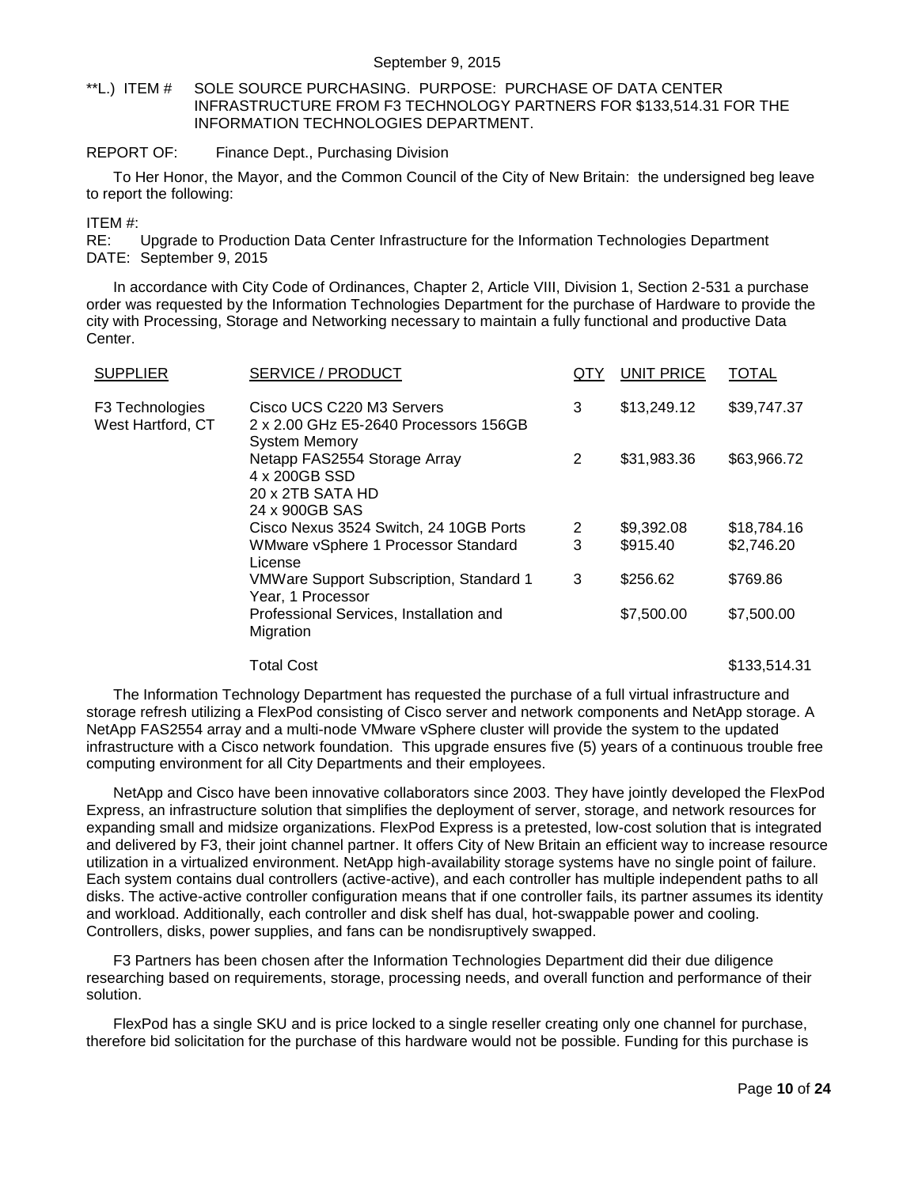September 9, 2015

**L.) ITEM # SOLE SOURCE PURCHASING. PURPOSE: PURCHASE OF DATA CENTER INFRASTRUCTURE FROM F3 TECHNOLOGY PARTNERS FOR $133,514.31 FOR THE INFORMATION TECHNOLOGIES DEPARTMENT.

REPORT OF: Finance Dept., Purchasing Division

To Her Honor, the Mayor, and the Common Council of the City of New Britain: the undersigned beg leave to report the following:

ITEM #:
RE: Upgrade to Production Data Center Infrastructure for the Information Technologies Department
DATE: September 9, 2015

In accordance with City Code of Ordinances, Chapter 2, Article VIII, Division 1, Section 2-531 a purchase order was requested by the Information Technologies Department for the purchase of Hardware to provide the city with Processing, Storage and Networking necessary to maintain a fully functional and productive Data Center.

| SUPPLIER | SERVICE / PRODUCT | QTY | UNIT PRICE | TOTAL |
|---|---|---|---|---|
| F3 Technologies West Hartford, CT | Cisco UCS C220 M3 Servers 2 x 2.00 GHz E5-2640 Processors 156GB System Memory | 3 | $13,249.12 | $39,747.37 |
| | Netapp FAS2554 Storage Array 4 x 200GB SSD 20 x 2TB SATA HD 24 x 900GB SAS | 2 | $31,983.36 | $63,966.72 |
| | Cisco Nexus 3524 Switch, 24 10GB Ports | 2 | $9,392.08 | $18,784.16 |
| | WMware vSphere 1 Processor Standard License | 3 | $915.40 | $2,746.20 |
| | VMWare Support Subscription, Standard 1 Year, 1 Processor | 3 | $256.62 | $769.86 |
| | Professional Services, Installation and Migration | | $7,500.00 | $7,500.00 |
| | Total Cost | | | $133,514.31 |

The Information Technology Department has requested the purchase of a full virtual infrastructure and storage refresh utilizing a FlexPod consisting of Cisco server and network components and NetApp storage. A NetApp FAS2554 array and a multi-node VMware vSphere cluster will provide the system to the updated infrastructure with a Cisco network foundation. This upgrade ensures five (5) years of a continuous trouble free computing environment for all City Departments and their employees.

NetApp and Cisco have been innovative collaborators since 2003. They have jointly developed the FlexPod Express, an infrastructure solution that simplifies the deployment of server, storage, and network resources for expanding small and midsize organizations. FlexPod Express is a pretested, low-cost solution that is integrated and delivered by F3, their joint channel partner. It offers City of New Britain an efficient way to increase resource utilization in a virtualized environment. NetApp high-availability storage systems have no single point of failure. Each system contains dual controllers (active-active), and each controller has multiple independent paths to all disks. The active-active controller configuration means that if one controller fails, its partner assumes its identity and workload. Additionally, each controller and disk shelf has dual, hot-swappable power and cooling. Controllers, disks, power supplies, and fans can be nondisruptively swapped.

F3 Partners has been chosen after the Information Technologies Department did their due diligence researching based on requirements, storage, processing needs, and overall function and performance of their solution.

FlexPod has a single SKU and is price locked to a single reseller creating only one channel for purchase, therefore bid solicitation for the purchase of this hardware would not be possible. Funding for this purchase is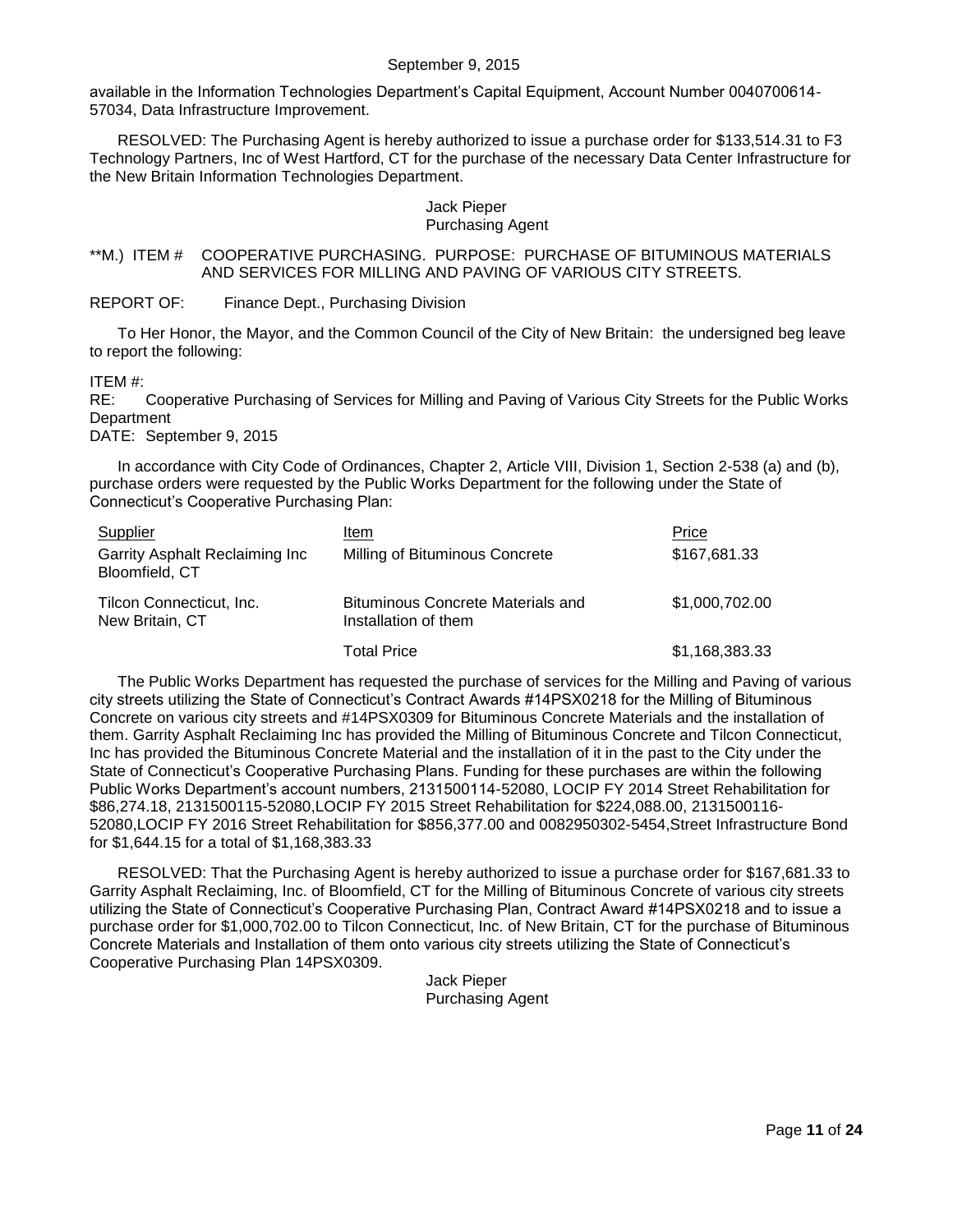available in the Information Technologies Department's Capital Equipment, Account Number 0040700614-57034, Data Infrastructure Improvement.

RESOLVED: The Purchasing Agent is hereby authorized to issue a purchase order for $133,514.31 to F3 Technology Partners, Inc of West Hartford, CT for the purchase of the necessary Data Center Infrastructure for the New Britain Information Technologies Department.

Jack Pieper
Purchasing Agent

**M.) ITEM # COOPERATIVE PURCHASING. PURPOSE: PURCHASE OF BITUMINOUS MATERIALS AND SERVICES FOR MILLING AND PAVING OF VARIOUS CITY STREETS.

REPORT OF: Finance Dept., Purchasing Division

To Her Honor, the Mayor, and the Common Council of the City of New Britain: the undersigned beg leave to report the following:

ITEM #:
RE: Cooperative Purchasing of Services for Milling and Paving of Various City Streets for the Public Works Department
DATE: September 9, 2015

In accordance with City Code of Ordinances, Chapter 2, Article VIII, Division 1, Section 2-538 (a) and (b), purchase orders were requested by the Public Works Department for the following under the State of Connecticut's Cooperative Purchasing Plan:

| Supplier | Item | Price |
|---|---|---|
| Garrity Asphalt Reclaiming Inc Bloomfield, CT | Milling of Bituminous Concrete | $167,681.33 |
| Tilcon Connecticut, Inc. New Britain, CT | Bituminous Concrete Materials and Installation of them | $1,000,702.00 |
| | Total Price | $1,168,383.33 |

The Public Works Department has requested the purchase of services for the Milling and Paving of various city streets utilizing the State of Connecticut's Contract Awards #14PSX0218 for the Milling of Bituminous Concrete on various city streets and #14PSX0309 for Bituminous Concrete Materials and the installation of them. Garrity Asphalt Reclaiming Inc has provided the Milling of Bituminous Concrete and Tilcon Connecticut, Inc has provided the Bituminous Concrete Material and the installation of it in the past to the City under the State of Connecticut's Cooperative Purchasing Plans. Funding for these purchases are within the following Public Works Department's account numbers, 2131500114-52080, LOCIP FY 2014 Street Rehabilitation for $86,274.18, 2131500115-52080,LOCIP FY 2015 Street Rehabilitation for $224,088.00, 2131500116-52080,LOCIP FY 2016 Street Rehabilitation for $856,377.00 and 0082950302-5454,Street Infrastructure Bond for $1,644.15 for a total of $1,168,383.33

RESOLVED: That the Purchasing Agent is hereby authorized to issue a purchase order for $167,681.33 to Garrity Asphalt Reclaiming, Inc. of Bloomfield, CT for the Milling of Bituminous Concrete of various city streets utilizing the State of Connecticut's Cooperative Purchasing Plan, Contract Award #14PSX0218 and to issue a purchase order for $1,000,702.00 to Tilcon Connecticut, Inc. of New Britain, CT for the purchase of Bituminous Concrete Materials and Installation of them onto various city streets utilizing the State of Connecticut's Cooperative Purchasing Plan 14PSX0309.

Jack Pieper
Purchasing Agent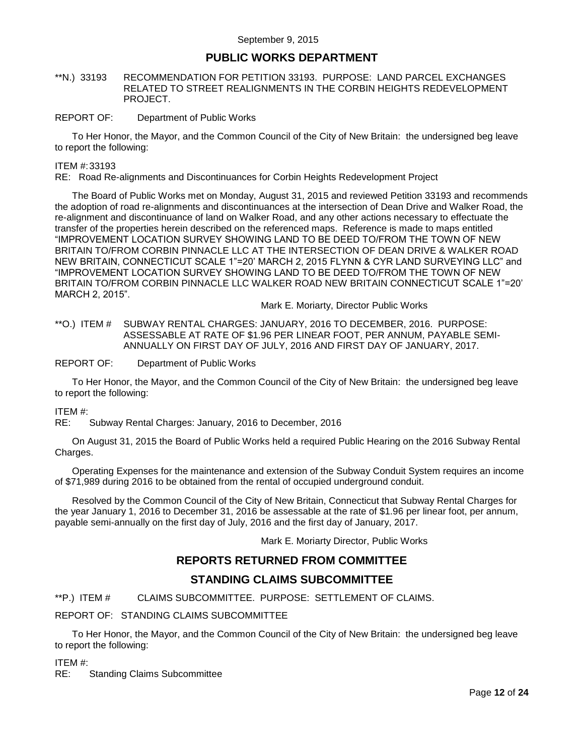September 9, 2015

## PUBLIC WORKS DEPARTMENT

**N.) 33193 RECOMMENDATION FOR PETITION 33193. PURPOSE: LAND PARCEL EXCHANGES RELATED TO STREET REALIGNMENTS IN THE CORBIN HEIGHTS REDEVELOPMENT PROJECT.

REPORT OF: Department of Public Works

To Her Honor, the Mayor, and the Common Council of the City of New Britain: the undersigned beg leave to report the following:

ITEM #: 33193

RE: Road Re-alignments and Discontinuances for Corbin Heights Redevelopment Project

The Board of Public Works met on Monday, August 31, 2015 and reviewed Petition 33193 and recommends the adoption of road re-alignments and discontinuances at the intersection of Dean Drive and Walker Road, the re-alignment and discontinuance of land on Walker Road, and any other actions necessary to effectuate the transfer of the properties herein described on the referenced maps. Reference is made to maps entitled "IMPROVEMENT LOCATION SURVEY SHOWING LAND TO BE DEED TO/FROM THE TOWN OF NEW BRITAIN TO/FROM CORBIN PINNACLE LLC AT THE INTERSECTION OF DEAN DRIVE & WALKER ROAD NEW BRITAIN, CONNECTICUT SCALE 1"=20' MARCH 2, 2015 FLYNN & CYR LAND SURVEYING LLC" and "IMPROVEMENT LOCATION SURVEY SHOWING LAND TO BE DEED TO/FROM THE TOWN OF NEW BRITAIN TO/FROM CORBIN PINNACLE LLC WALKER ROAD NEW BRITAIN CONNECTICUT SCALE 1"=20' MARCH 2, 2015".

Mark E. Moriarty, Director Public Works

**O.) ITEM # SUBWAY RENTAL CHARGES: JANUARY, 2016 TO DECEMBER, 2016. PURPOSE: ASSESSABLE AT RATE OF $1.96 PER LINEAR FOOT, PER ANNUM, PAYABLE SEMI-ANNUALLY ON FIRST DAY OF JULY, 2016 AND FIRST DAY OF JANUARY, 2017.

REPORT OF: Department of Public Works

To Her Honor, the Mayor, and the Common Council of the City of New Britain: the undersigned beg leave to report the following:

ITEM #:

RE: Subway Rental Charges: January, 2016 to December, 2016

On August 31, 2015 the Board of Public Works held a required Public Hearing on the 2016 Subway Rental Charges.

Operating Expenses for the maintenance and extension of the Subway Conduit System requires an income of $71,989 during 2016 to be obtained from the rental of occupied underground conduit.

Resolved by the Common Council of the City of New Britain, Connecticut that Subway Rental Charges for the year January 1, 2016 to December 31, 2016 be assessable at the rate of $1.96 per linear foot, per annum, payable semi-annually on the first day of July, 2016 and the first day of January, 2017.

Mark E. Moriarty Director, Public Works

## REPORTS RETURNED FROM COMMITTEE

## STANDING CLAIMS SUBCOMMITTEE

**P.) ITEM # CLAIMS SUBCOMMITTEE. PURPOSE: SETTLEMENT OF CLAIMS.

REPORT OF: STANDING CLAIMS SUBCOMMITTEE

To Her Honor, the Mayor, and the Common Council of the City of New Britain: the undersigned beg leave to report the following:

ITEM #:

RE: Standing Claims Subcommittee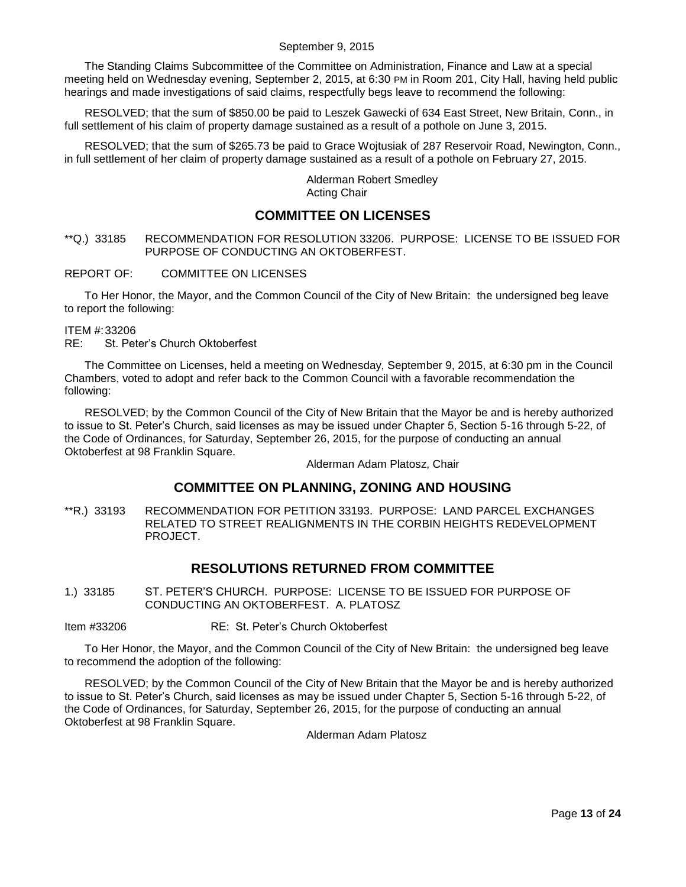The Standing Claims Subcommittee of the Committee on Administration, Finance and Law at a special meeting held on Wednesday evening, September 2, 2015, at 6:30 PM in Room 201, City Hall, having held public hearings and made investigations of said claims, respectfully begs leave to recommend the following:

RESOLVED; that the sum of $850.00 be paid to Leszek Gawecki of 634 East Street, New Britain, Conn., in full settlement of his claim of property damage sustained as a result of a pothole on June 3, 2015.

RESOLVED; that the sum of $265.73 be paid to Grace Wojtusiak of 287 Reservoir Road, Newington, Conn., in full settlement of her claim of property damage sustained as a result of a pothole on February 27, 2015.

Alderman Robert Smedley
Acting Chair

## COMMITTEE ON LICENSES

**Q.) 33185 RECOMMENDATION FOR RESOLUTION 33206. PURPOSE: LICENSE TO BE ISSUED FOR PURPOSE OF CONDUCTING AN OKTOBERFEST.

REPORT OF: COMMITTEE ON LICENSES

To Her Honor, the Mayor, and the Common Council of the City of New Britain: the undersigned beg leave to report the following:

ITEM #: 33206
RE: St. Peter's Church Oktoberfest

The Committee on Licenses, held a meeting on Wednesday, September 9, 2015, at 6:30 pm in the Council Chambers, voted to adopt and refer back to the Common Council with a favorable recommendation the following:

RESOLVED; by the Common Council of the City of New Britain that the Mayor be and is hereby authorized to issue to St. Peter's Church, said licenses as may be issued under Chapter 5, Section 5-16 through 5-22, of the Code of Ordinances, for Saturday, September 26, 2015, for the purpose of conducting an annual Oktoberfest at 98 Franklin Square.

Alderman Adam Platosz, Chair

## COMMITTEE ON PLANNING, ZONING AND HOUSING

**R.) 33193 RECOMMENDATION FOR PETITION 33193. PURPOSE: LAND PARCEL EXCHANGES RELATED TO STREET REALIGNMENTS IN THE CORBIN HEIGHTS REDEVELOPMENT PROJECT.

## RESOLUTIONS RETURNED FROM COMMITTEE

1.) 33185 ST. PETER'S CHURCH. PURPOSE: LICENSE TO BE ISSUED FOR PURPOSE OF CONDUCTING AN OKTOBERFEST. A. PLATOSZ

Item #33206 RE: St. Peter's Church Oktoberfest

To Her Honor, the Mayor, and the Common Council of the City of New Britain: the undersigned beg leave to recommend the adoption of the following:

RESOLVED; by the Common Council of the City of New Britain that the Mayor be and is hereby authorized to issue to St. Peter's Church, said licenses as may be issued under Chapter 5, Section 5-16 through 5-22, of the Code of Ordinances, for Saturday, September 26, 2015, for the purpose of conducting an annual Oktoberfest at 98 Franklin Square.

Alderman Adam Platosz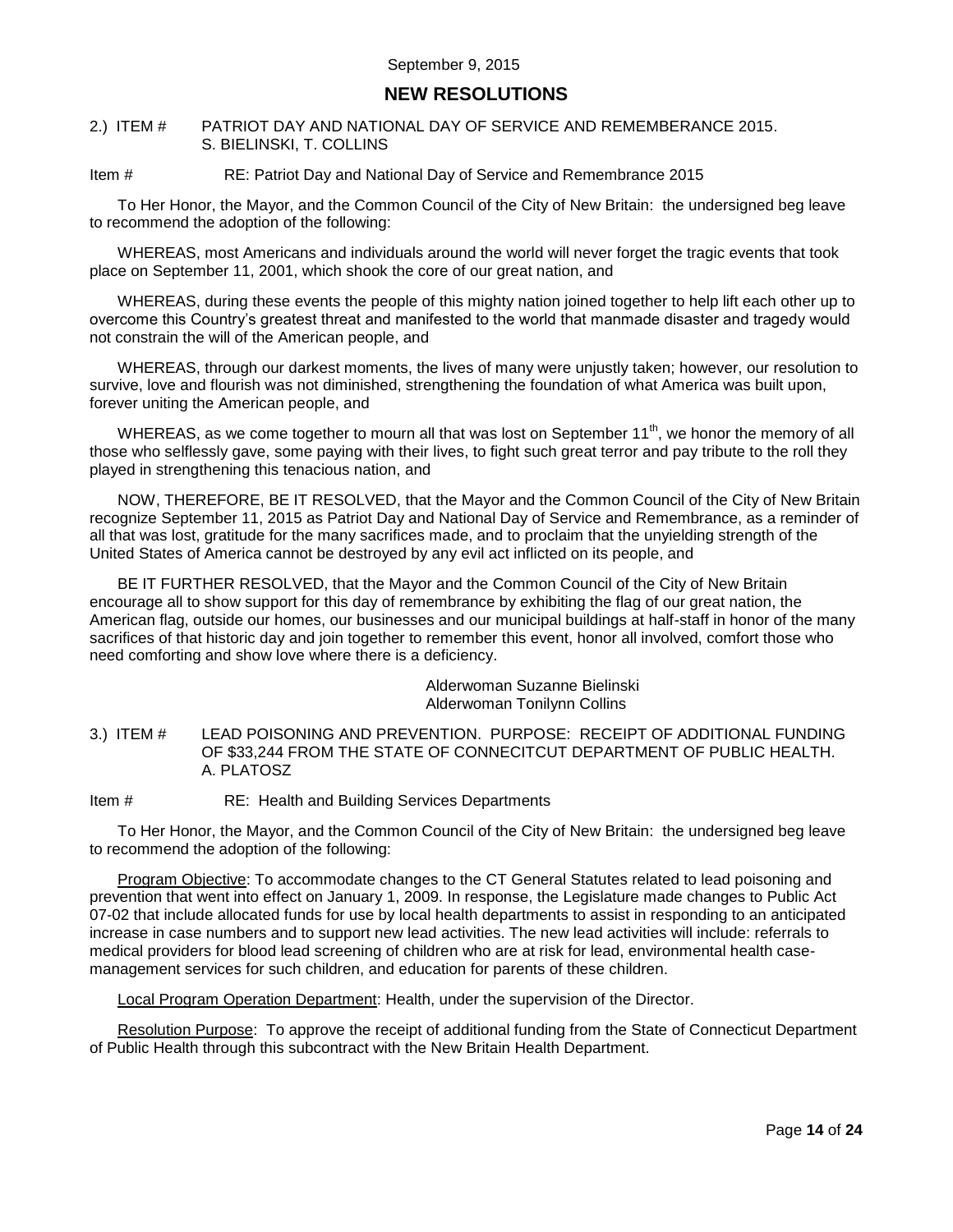September 9, 2015

## NEW RESOLUTIONS

2.) ITEM # PATRIOT DAY AND NATIONAL DAY OF SERVICE AND REMEMBERANCE 2015. S. BIELINSKI, T. COLLINS

Item # RE: Patriot Day and National Day of Service and Remembrance 2015

To Her Honor, the Mayor, and the Common Council of the City of New Britain: the undersigned beg leave to recommend the adoption of the following:

WHEREAS, most Americans and individuals around the world will never forget the tragic events that took place on September 11, 2001, which shook the core of our great nation, and

WHEREAS, during these events the people of this mighty nation joined together to help lift each other up to overcome this Country's greatest threat and manifested to the world that manmade disaster and tragedy would not constrain the will of the American people, and

WHEREAS, through our darkest moments, the lives of many were unjustly taken; however, our resolution to survive, love and flourish was not diminished, strengthening the foundation of what America was built upon, forever uniting the American people, and

WHEREAS, as we come together to mourn all that was lost on September 11th, we honor the memory of all those who selflessly gave, some paying with their lives, to fight such great terror and pay tribute to the roll they played in strengthening this tenacious nation, and

NOW, THEREFORE, BE IT RESOLVED, that the Mayor and the Common Council of the City of New Britain recognize September 11, 2015 as Patriot Day and National Day of Service and Remembrance, as a reminder of all that was lost, gratitude for the many sacrifices made, and to proclaim that the unyielding strength of the United States of America cannot be destroyed by any evil act inflicted on its people, and

BE IT FURTHER RESOLVED, that the Mayor and the Common Council of the City of New Britain encourage all to show support for this day of remembrance by exhibiting the flag of our great nation, the American flag, outside our homes, our businesses and our municipal buildings at half-staff in honor of the many sacrifices of that historic day and join together to remember this event, honor all involved, comfort those who need comforting and show love where there is a deficiency.

Alderwoman Suzanne Bielinski
Alderwoman Tonilynn Collins

3.) ITEM # LEAD POISONING AND PREVENTION. PURPOSE: RECEIPT OF ADDITIONAL FUNDING OF $33,244 FROM THE STATE OF CONNECITCUT DEPARTMENT OF PUBLIC HEALTH. A. PLATOSZ

Item # RE: Health and Building Services Departments

To Her Honor, the Mayor, and the Common Council of the City of New Britain: the undersigned beg leave to recommend the adoption of the following:

Program Objective: To accommodate changes to the CT General Statutes related to lead poisoning and prevention that went into effect on January 1, 2009. In response, the Legislature made changes to Public Act 07-02 that include allocated funds for use by local health departments to assist in responding to an anticipated increase in case numbers and to support new lead activities. The new lead activities will include: referrals to medical providers for blood lead screening of children who are at risk for lead, environmental health case-management services for such children, and education for parents of these children.

Local Program Operation Department: Health, under the supervision of the Director.

Resolution Purpose: To approve the receipt of additional funding from the State of Connecticut Department of Public Health through this subcontract with the New Britain Health Department.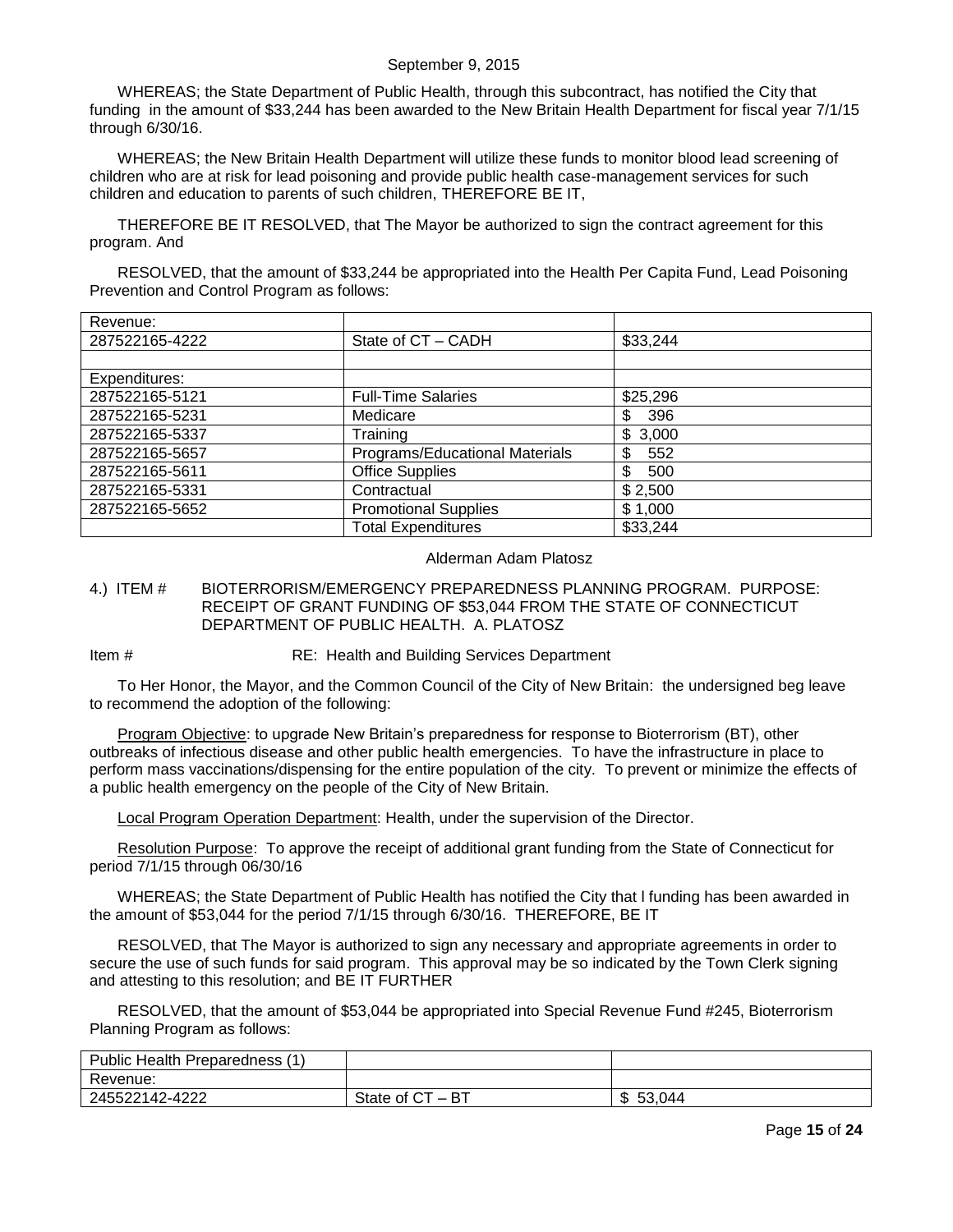WHEREAS; the State Department of Public Health, through this subcontract, has notified the City that funding in the amount of $33,244 has been awarded to the New Britain Health Department for fiscal year 7/1/15 through 6/30/16.

WHEREAS; the New Britain Health Department will utilize these funds to monitor blood lead screening of children who are at risk for lead poisoning and provide public health case-management services for such children and education to parents of such children, THEREFORE BE IT,

THEREFORE BE IT RESOLVED, that The Mayor be authorized to sign the contract agreement for this program. And

RESOLVED, that the amount of $33,244 be appropriated into the Health Per Capita Fund, Lead Poisoning Prevention and Control Program as follows:

| | | |
|---|---|---|
| Revenue: | | |
| 287522165-4222 | State of CT – CADH | $33,244 |
| | | |
| Expenditures: | | |
| 287522165-5121 | Full-Time Salaries | $25,296 |
| 287522165-5231 | Medicare | $ 396 |
| 287522165-5337 | Training | $ 3,000 |
| 287522165-5657 | Programs/Educational Materials | $ 552 |
| 287522165-5611 | Office Supplies | $ 500 |
| 287522165-5331 | Contractual | $ 2,500 |
| 287522165-5652 | Promotional Supplies | $ 1,000 |
| | Total Expenditures | $33,244 |

Alderman Adam Platosz

4.) ITEM # BIOTERRORISM/EMERGENCY PREPAREDNESS PLANNING PROGRAM. PURPOSE: RECEIPT OF GRANT FUNDING OF $53,044 FROM THE STATE OF CONNECTICUT DEPARTMENT OF PUBLIC HEALTH. A. PLATOSZ

Item # RE: Health and Building Services Department

To Her Honor, the Mayor, and the Common Council of the City of New Britain: the undersigned beg leave to recommend the adoption of the following:

Program Objective: to upgrade New Britain's preparedness for response to Bioterrorism (BT), other outbreaks of infectious disease and other public health emergencies. To have the infrastructure in place to perform mass vaccinations/dispensing for the entire population of the city. To prevent or minimize the effects of a public health emergency on the people of the City of New Britain.

Local Program Operation Department: Health, under the supervision of the Director.

Resolution Purpose: To approve the receipt of additional grant funding from the State of Connecticut for period 7/1/15 through 06/30/16

WHEREAS; the State Department of Public Health has notified the City that l funding has been awarded in the amount of $53,044 for the period 7/1/15 through 6/30/16. THEREFORE, BE IT

RESOLVED, that The Mayor is authorized to sign any necessary and appropriate agreements in order to secure the use of such funds for said program. This approval may be so indicated by the Town Clerk signing and attesting to this resolution; and BE IT FURTHER

RESOLVED, that the amount of $53,044 be appropriated into Special Revenue Fund #245, Bioterrorism Planning Program as follows:

| | | |
|---|---|---|
| Public Health Preparedness (1) | | |
| Revenue: | | |
| 245522142-4222 | State of CT – BT | $ 53,044 |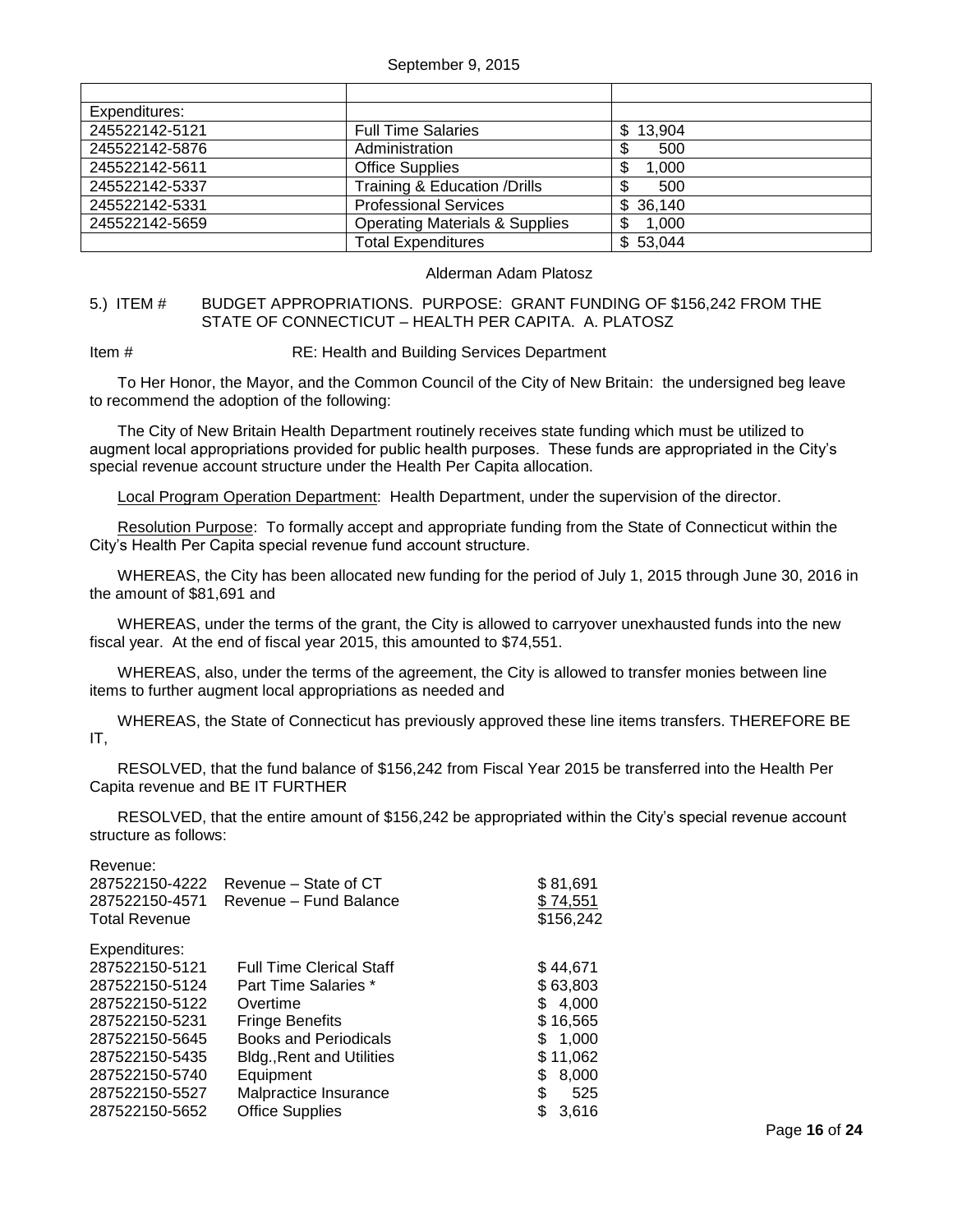| | | |
|---|---|---|
| | | |
| Expenditures: | | |
| 245522142-5121 | Full Time Salaries | $ 13,904 |
| 245522142-5876 | Administration | $ 500 |
| 245522142-5611 | Office Supplies | $ 1,000 |
| 245522142-5337 | Training & Education /Drills | $ 500 |
| 245522142-5331 | Professional Services | $ 36,140 |
| 245522142-5659 | Operating Materials & Supplies | $ 1,000 |
| | Total Expenditures | $ 53,044 |

Alderman Adam Platosz

5.) ITEM # BUDGET APPROPRIATIONS. PURPOSE: GRANT FUNDING OF $156,242 FROM THE STATE OF CONNECTICUT – HEALTH PER CAPITA. A. PLATOSZ

Item # RE: Health and Building Services Department

To Her Honor, the Mayor, and the Common Council of the City of New Britain: the undersigned beg leave to recommend the adoption of the following:

The City of New Britain Health Department routinely receives state funding which must be utilized to augment local appropriations provided for public health purposes. These funds are appropriated in the City's special revenue account structure under the Health Per Capita allocation.

Local Program Operation Department: Health Department, under the supervision of the director.

Resolution Purpose: To formally accept and appropriate funding from the State of Connecticut within the City's Health Per Capita special revenue fund account structure.

WHEREAS, the City has been allocated new funding for the period of July 1, 2015 through June 30, 2016 in the amount of $81,691 and

WHEREAS, under the terms of the grant, the City is allowed to carryover unexhausted funds into the new fiscal year. At the end of fiscal year 2015, this amounted to $74,551.

WHEREAS, also, under the terms of the agreement, the City is allowed to transfer monies between line items to further augment local appropriations as needed and

WHEREAS, the State of Connecticut has previously approved these line items transfers. THEREFORE BE IT,

RESOLVED, that the fund balance of $156,242 from Fiscal Year 2015 be transferred into the Health Per Capita revenue and BE IT FURTHER

RESOLVED, that the entire amount of $156,242 be appropriated within the City's special revenue account structure as follows:

| | | |
|---|---|---|
| Revenue: | | |
| 287522150-4222 | Revenue – State of CT | $ 81,691 |
| 287522150-4571 | Revenue – Fund Balance | $ 74,551 |
| Total Revenue | | $156,242 |
| | | |
| Expenditures: | | |
| 287522150-5121 | Full Time Clerical Staff | $ 44,671 |
| 287522150-5124 | Part Time Salaries * | $ 63,803 |
| 287522150-5122 | Overtime | $ 4,000 |
| 287522150-5231 | Fringe Benefits | $ 16,565 |
| 287522150-5645 | Books and Periodicals | $ 1,000 |
| 287522150-5435 | Bldg.,Rent and Utilities | $ 11,062 |
| 287522150-5740 | Equipment | $ 8,000 |
| 287522150-5527 | Malpractice Insurance | $ 525 |
| 287522150-5652 | Office Supplies | $ 3,616 |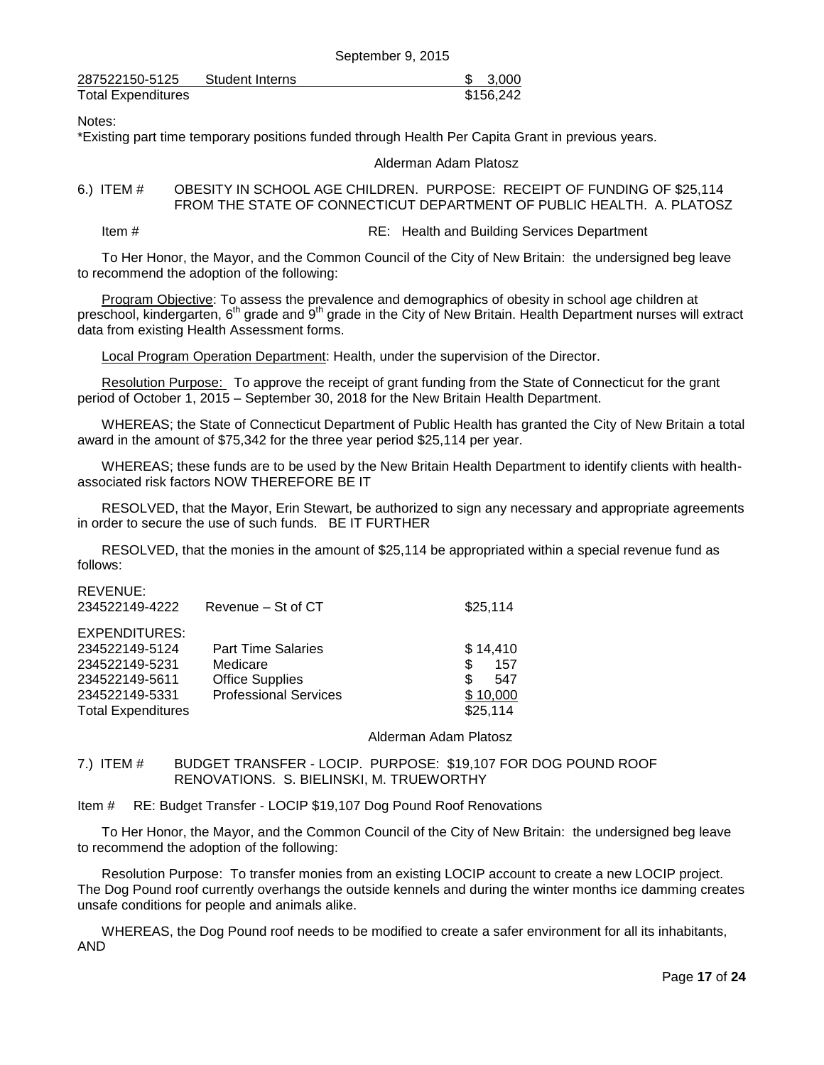| | | |
|---|---|---|
| 287522150-5125 | Student Interns | $ 3,000 |
| Total Expenditures | | $156,242 |

Notes:
*Existing part time temporary positions funded through Health Per Capita Grant in previous years.

Alderman Adam Platosz

6.) ITEM # OBESITY IN SCHOOL AGE CHILDREN. PURPOSE: RECEIPT OF FUNDING OF $25,114 FROM THE STATE OF CONNECTICUT DEPARTMENT OF PUBLIC HEALTH. A. PLATOSZ

Item # RE: Health and Building Services Department

To Her Honor, the Mayor, and the Common Council of the City of New Britain: the undersigned beg leave to recommend the adoption of the following:

Program Objective: To assess the prevalence and demographics of obesity in school age children at preschool, kindergarten, 6th grade and 9th grade in the City of New Britain. Health Department nurses will extract data from existing Health Assessment forms.

Local Program Operation Department: Health, under the supervision of the Director.

Resolution Purpose: To approve the receipt of grant funding from the State of Connecticut for the grant period of October 1, 2015 – September 30, 2018 for the New Britain Health Department.

WHEREAS; the State of Connecticut Department of Public Health has granted the City of New Britain a total award in the amount of $75,342 for the three year period $25,114 per year.

WHEREAS; these funds are to be used by the New Britain Health Department to identify clients with health-associated risk factors NOW THEREFORE BE IT

RESOLVED, that the Mayor, Erin Stewart, be authorized to sign any necessary and appropriate agreements in order to secure the use of such funds. BE IT FURTHER

RESOLVED, that the monies in the amount of $25,114 be appropriated within a special revenue fund as follows:

| | | |
|---|---|---|
| REVENUE: | | |
| 234522149-4222 | Revenue – St of CT | $25,114 |
| EXPENDITURES: | | |
| 234522149-5124 | Part Time Salaries | $ 14,410 |
| 234522149-5231 | Medicare | $ 157 |
| 234522149-5611 | Office Supplies | $ 547 |
| 234522149-5331 | Professional Services | $ 10,000 |
| Total Expenditures | | $25,114 |

Alderman Adam Platosz

7.) ITEM # BUDGET TRANSFER - LOCIP. PURPOSE: $19,107 FOR DOG POUND ROOF RENOVATIONS. S. BIELINSKI, M. TRUEWORTHY

Item # RE: Budget Transfer - LOCIP $19,107 Dog Pound Roof Renovations

To Her Honor, the Mayor, and the Common Council of the City of New Britain: the undersigned beg leave to recommend the adoption of the following:

Resolution Purpose: To transfer monies from an existing LOCIP account to create a new LOCIP project. The Dog Pound roof currently overhangs the outside kennels and during the winter months ice damming creates unsafe conditions for people and animals alike.

WHEREAS, the Dog Pound roof needs to be modified to create a safer environment for all its inhabitants, AND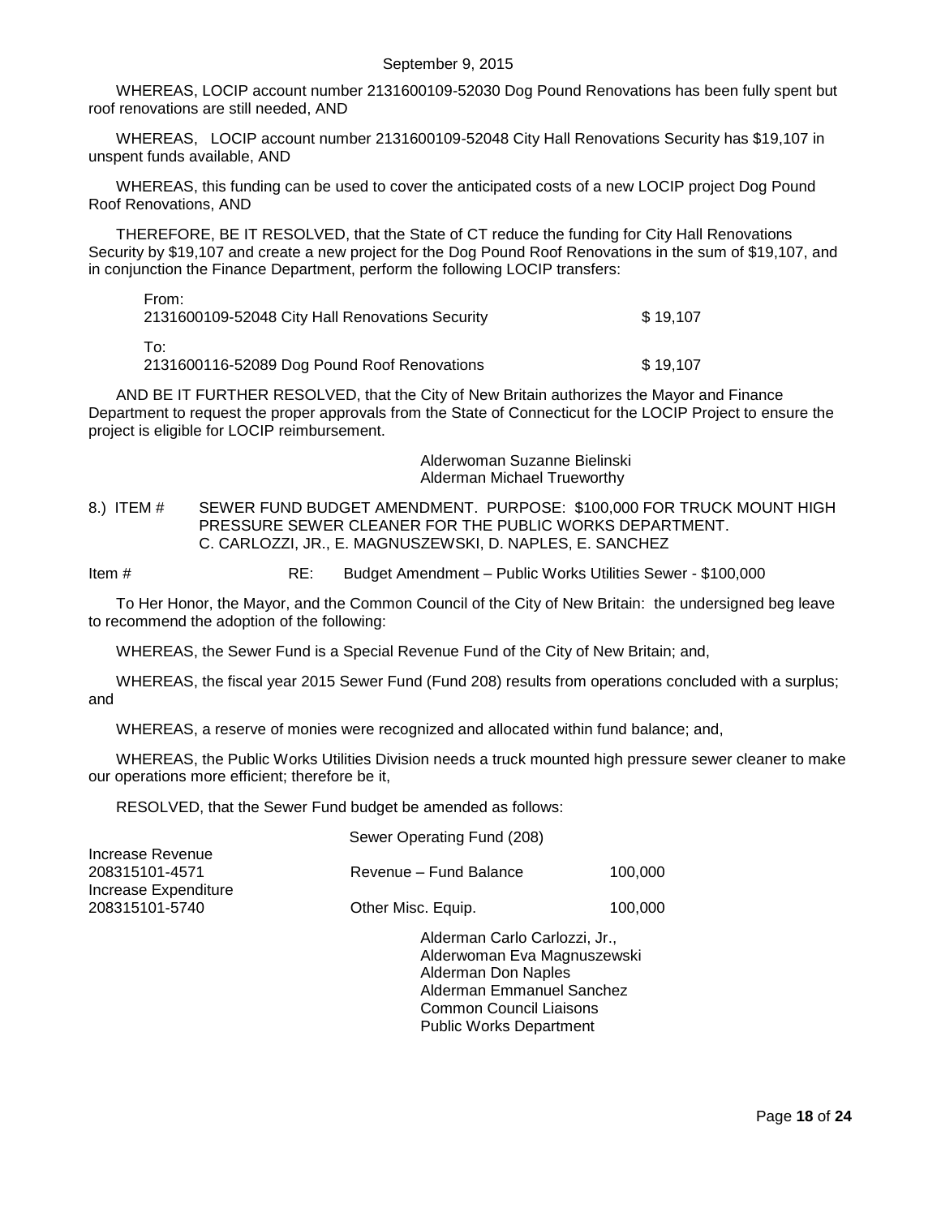WHEREAS, LOCIP account number 2131600109-52030 Dog Pound Renovations has been fully spent but roof renovations are still needed, AND

WHEREAS, LOCIP account number 2131600109-52048 City Hall Renovations Security has $19,107 in unspent funds available, AND

WHEREAS, this funding can be used to cover the anticipated costs of a new LOCIP project Dog Pound Roof Renovations, AND

THEREFORE, BE IT RESOLVED, that the State of CT reduce the funding for City Hall Renovations Security by $19,107 and create a new project for the Dog Pound Roof Renovations in the sum of $19,107, and in conjunction the Finance Department, perform the following LOCIP transfers:

From:
2131600109-52048 City Hall Renovations Security $ 19,107

To:
2131600116-52089 Dog Pound Roof Renovations $ 19,107

AND BE IT FURTHER RESOLVED, that the City of New Britain authorizes the Mayor and Finance Department to request the proper approvals from the State of Connecticut for the LOCIP Project to ensure the project is eligible for LOCIP reimbursement.

Alderwoman Suzanne Bielinski
Alderman Michael Trueworthy

8.) ITEM # SEWER FUND BUDGET AMENDMENT. PURPOSE: $100,000 FOR TRUCK MOUNT HIGH PRESSURE SEWER CLEANER FOR THE PUBLIC WORKS DEPARTMENT.
C. CARLOZZI, JR., E. MAGNUSZEWSKI, D. NAPLES, E. SANCHEZ

Item # RE: Budget Amendment – Public Works Utilities Sewer - $100,000

To Her Honor, the Mayor, and the Common Council of the City of New Britain: the undersigned beg leave to recommend the adoption of the following:

WHEREAS, the Sewer Fund is a Special Revenue Fund of the City of New Britain; and,

WHEREAS, the fiscal year 2015 Sewer Fund (Fund 208) results from operations concluded with a surplus; and

WHEREAS, a reserve of monies were recognized and allocated within fund balance; and,

WHEREAS, the Public Works Utilities Division needs a truck mounted high pressure sewer cleaner to make our operations more efficient; therefore be it,

RESOLVED, that the Sewer Fund budget be amended as follows:

| | Sewer Operating Fund (208) | |
|---|---|---|
| Increase Revenue | | |
| 208315101-4571 | Revenue – Fund Balance | 100,000 |
| Increase Expenditure | | |
| 208315101-5740 | Other Misc. Equip. | 100,000 |

Alderman Carlo Carlozzi, Jr.,
Alderwoman Eva Magnuszewski
Alderman Don Naples
Alderman Emmanuel Sanchez
Common Council Liaisons
Public Works Department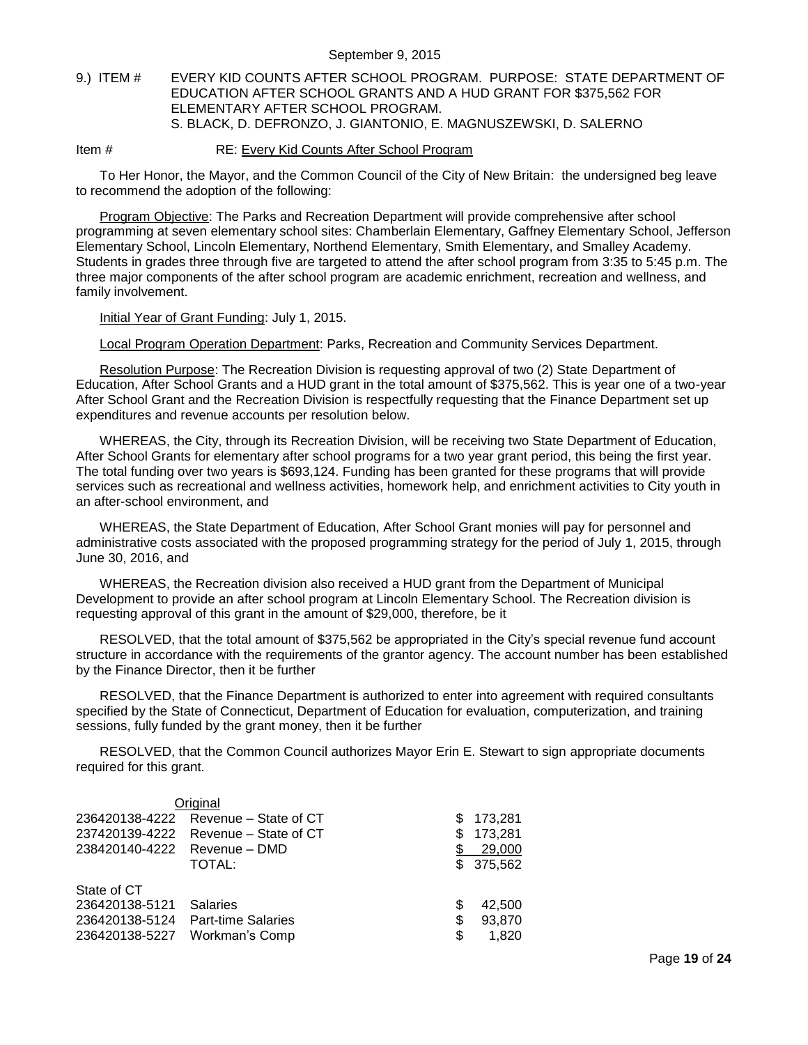September 9, 2015

9.) ITEM # EVERY KID COUNTS AFTER SCHOOL PROGRAM. PURPOSE: STATE DEPARTMENT OF EDUCATION AFTER SCHOOL GRANTS AND A HUD GRANT FOR $375,562 FOR ELEMENTARY AFTER SCHOOL PROGRAM.
S. BLACK, D. DEFRONZO, J. GIANTONIO, E. MAGNUSZEWSKI, D. SALERNO

Item # RE: Every Kid Counts After School Program

To Her Honor, the Mayor, and the Common Council of the City of New Britain: the undersigned beg leave to recommend the adoption of the following:

Program Objective: The Parks and Recreation Department will provide comprehensive after school programming at seven elementary school sites: Chamberlain Elementary, Gaffney Elementary School, Jefferson Elementary School, Lincoln Elementary, Northend Elementary, Smith Elementary, and Smalley Academy. Students in grades three through five are targeted to attend the after school program from 3:35 to 5:45 p.m. The three major components of the after school program are academic enrichment, recreation and wellness, and family involvement.

Initial Year of Grant Funding: July 1, 2015.

Local Program Operation Department: Parks, Recreation and Community Services Department.

Resolution Purpose: The Recreation Division is requesting approval of two (2) State Department of Education, After School Grants and a HUD grant in the total amount of $375,562. This is year one of a two-year After School Grant and the Recreation Division is respectfully requesting that the Finance Department set up expenditures and revenue accounts per resolution below.

WHEREAS, the City, through its Recreation Division, will be receiving two State Department of Education, After School Grants for elementary after school programs for a two year grant period, this being the first year. The total funding over two years is $693,124. Funding has been granted for these programs that will provide services such as recreational and wellness activities, homework help, and enrichment activities to City youth in an after-school environment, and

WHEREAS, the State Department of Education, After School Grant monies will pay for personnel and administrative costs associated with the proposed programming strategy for the period of July 1, 2015, through June 30, 2016, and

WHEREAS, the Recreation division also received a HUD grant from the Department of Municipal Development to provide an after school program at Lincoln Elementary School. The Recreation division is requesting approval of this grant in the amount of $29,000, therefore, be it

RESOLVED, that the total amount of $375,562 be appropriated in the City's special revenue fund account structure in accordance with the requirements of the grantor agency. The account number has been established by the Finance Director, then it be further

RESOLVED, that the Finance Department is authorized to enter into agreement with required consultants specified by the State of Connecticut, Department of Education for evaluation, computerization, and training sessions, fully funded by the grant money, then it be further

RESOLVED, that the Common Council authorizes Mayor Erin E. Stewart to sign appropriate documents required for this grant.

| | Original | |
|---|---|---|
| 236420138-4222 | Revenue – State of CT | $ 173,281 |
| 237420139-4222 | Revenue – State of CT | $ 173,281 |
| 238420140-4222 | Revenue – DMD | $ 29,000 |
| | TOTAL: | $ 375,562 |
| State of CT | | |
| 236420138-5121 | Salaries | $ 42,500 |
| 236420138-5124 | Part-time Salaries | $ 93,870 |
| 236420138-5227 | Workman's Comp | $ 1,820 |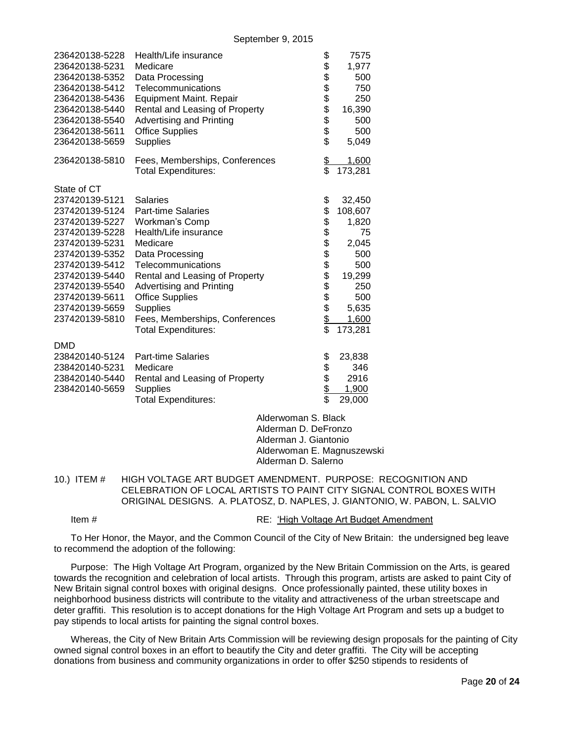| | | |
|---|---|---|
| 236420138-5228 | Health/Life insurance | $ 7575 |
| 236420138-5231 | Medicare | $ 1,977 |
| 236420138-5352 | Data Processing | $ 500 |
| 236420138-5412 | Telecommunications | $ 750 |
| 236420138-5436 | Equipment Maint. Repair | $ 250 |
| 236420138-5440 | Rental and Leasing of Property | $ 16,390 |
| 236420138-5540 | Advertising and Printing | $ 500 |
| 236420138-5611 | Office Supplies | $ 500 |
| 236420138-5659 | Supplies | $ 5,049 |
| 236420138-5810 | Fees, Memberships, Conferences | $ 1,600 |
| | Total Expenditures: | $ 173,281 |

State of CT

| | | |
|---|---|---|
| 237420139-5121 | Salaries | $ 32,450 |
| 237420139-5124 | Part-time Salaries | $ 108,607 |
| 237420139-5227 | Workman's Comp | $ 1,820 |
| 237420139-5228 | Health/Life insurance | $ 75 |
| 237420139-5231 | Medicare | $ 2,045 |
| 237420139-5352 | Data Processing | $ 500 |
| 237420139-5412 | Telecommunications | $ 500 |
| 237420139-5440 | Rental and Leasing of Property | $ 19,299 |
| 237420139-5540 | Advertising and Printing | $ 250 |
| 237420139-5611 | Office Supplies | $ 500 |
| 237420139-5659 | Supplies | $ 5,635 |
| 237420139-5810 | Fees, Memberships, Conferences | $ 1,600 |
| | Total Expenditures: | $ 173,281 |

DMD

| | | |
|---|---|---|
| 238420140-5124 | Part-time Salaries | $ 23,838 |
| 238420140-5231 | Medicare | $ 346 |
| 238420140-5440 | Rental and Leasing of Property | $ 2916 |
| 238420140-5659 | Supplies | $ 1,900 |
| | Total Expenditures: | $ 29,000 |

Alderwoman S. Black
Alderman D. DeFronzo
Alderman J. Giantonio
Alderwoman E. Magnuszewski
Alderman D. Salerno

10.) ITEM # HIGH VOLTAGE ART BUDGET AMENDMENT. PURPOSE: RECOGNITION AND CELEBRATION OF LOCAL ARTISTS TO PAINT CITY SIGNAL CONTROL BOXES WITH ORIGINAL DESIGNS. A. PLATOSZ, D. NAPLES, J. GIANTONIO, W. PABON, L. SALVIO

Item # RE: 'High Voltage Art Budget Amendment

To Her Honor, the Mayor, and the Common Council of the City of New Britain: the undersigned beg leave to recommend the adoption of the following:

Purpose: The High Voltage Art Program, organized by the New Britain Commission on the Arts, is geared towards the recognition and celebration of local artists. Through this program, artists are asked to paint City of New Britain signal control boxes with original designs. Once professionally painted, these utility boxes in neighborhood business districts will contribute to the vitality and attractiveness of the urban streetscape and deter graffiti. This resolution is to accept donations for the High Voltage Art Program and sets up a budget to pay stipends to local artists for painting the signal control boxes.

Whereas, the City of New Britain Arts Commission will be reviewing design proposals for the painting of City owned signal control boxes in an effort to beautify the City and deter graffiti. The City will be accepting donations from business and community organizations in order to offer $250 stipends to residents of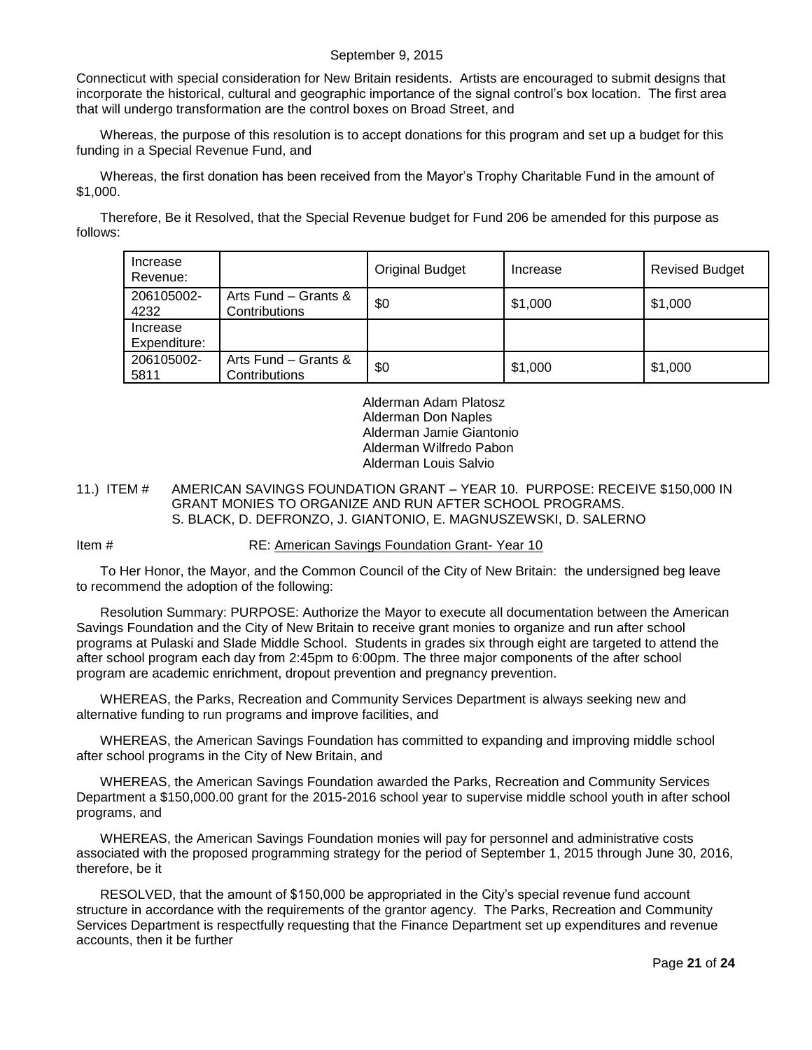Connecticut with special consideration for New Britain residents. Artists are encouraged to submit designs that incorporate the historical, cultural and geographic importance of the signal control's box location. The first area that will undergo transformation are the control boxes on Broad Street, and

Whereas, the purpose of this resolution is to accept donations for this program and set up a budget for this funding in a Special Revenue Fund, and

Whereas, the first donation has been received from the Mayor's Trophy Charitable Fund in the amount of $1,000.

Therefore, Be it Resolved, that the Special Revenue budget for Fund 206 be amended for this purpose as follows:

| Increase Revenue: | | Original Budget | Increase | Revised Budget |
|---|---|---|---|---|
| 206105002-4232 | Arts Fund – Grants & Contributions | $0 | $1,000 | $1,000 |
| Increase Expenditure: | | | | |
| 206105002-5811 | Arts Fund – Grants & Contributions | $0 | $1,000 | $1,000 |

Alderman Adam Platosz
Alderman Don Naples
Alderman Jamie Giantonio
Alderman Wilfredo Pabon
Alderman Louis Salvio

11.) ITEM # AMERICAN SAVINGS FOUNDATION GRANT – YEAR 10. PURPOSE: RECEIVE $150,000 IN GRANT MONIES TO ORGANIZE AND RUN AFTER SCHOOL PROGRAMS.
S. BLACK, D. DEFRONZO, J. GIANTONIO, E. MAGNUSZEWSKI, D. SALERNO

Item # RE: American Savings Foundation Grant- Year 10

To Her Honor, the Mayor, and the Common Council of the City of New Britain: the undersigned beg leave to recommend the adoption of the following:

Resolution Summary: PURPOSE: Authorize the Mayor to execute all documentation between the American Savings Foundation and the City of New Britain to receive grant monies to organize and run after school programs at Pulaski and Slade Middle School. Students in grades six through eight are targeted to attend the after school program each day from 2:45pm to 6:00pm. The three major components of the after school program are academic enrichment, dropout prevention and pregnancy prevention.

WHEREAS, the Parks, Recreation and Community Services Department is always seeking new and alternative funding to run programs and improve facilities, and

WHEREAS, the American Savings Foundation has committed to expanding and improving middle school after school programs in the City of New Britain, and

WHEREAS, the American Savings Foundation awarded the Parks, Recreation and Community Services Department a $150,000.00 grant for the 2015-2016 school year to supervise middle school youth in after school programs, and

WHEREAS, the American Savings Foundation monies will pay for personnel and administrative costs associated with the proposed programming strategy for the period of September 1, 2015 through June 30, 2016, therefore, be it

RESOLVED, that the amount of $150,000 be appropriated in the City's special revenue fund account structure in accordance with the requirements of the grantor agency. The Parks, Recreation and Community Services Department is respectfully requesting that the Finance Department set up expenditures and revenue accounts, then it be further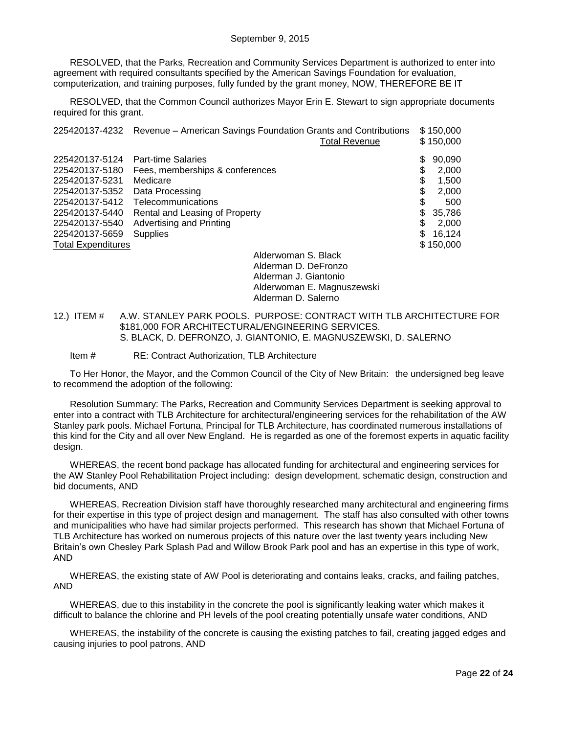RESOLVED, that the Parks, Recreation and Community Services Department is authorized to enter into agreement with required consultants specified by the American Savings Foundation for evaluation, computerization, and training purposes, fully funded by the grant money, NOW, THEREFORE BE IT

RESOLVED, that the Common Council authorizes Mayor Erin E. Stewart to sign appropriate documents required for this grant.

| | | |
|---|---|---|
| 225420137-4232 | Revenue – American Savings Foundation Grants and Contributions | $ 150,000 |
| | Total Revenue | $ 150,000 |
| 225420137-5124 | Part-time Salaries | $ 90,090 |
| 225420137-5180 | Fees, memberships & conferences | $ 2,000 |
| 225420137-5231 | Medicare | $ 1,500 |
| 225420137-5352 | Data Processing | $ 2,000 |
| 225420137-5412 | Telecommunications | $ 500 |
| 225420137-5440 | Rental and Leasing of Property | $ 35,786 |
| 225420137-5540 | Advertising and Printing | $ 2,000 |
| 225420137-5659 | Supplies | $ 16,124 |
| Total Expenditures | | $ 150,000 |

Alderwoman S. Black
Alderman D. DeFronzo
Alderman J. Giantonio
Alderwoman E. Magnuszewski
Alderman D. Salerno

12.) ITEM # A.W. STANLEY PARK POOLS. PURPOSE: CONTRACT WITH TLB ARCHITECTURE FOR $181,000 FOR ARCHITECTURAL/ENGINEERING SERVICES.
S. BLACK, D. DEFRONZO, J. GIANTONIO, E. MAGNUSZEWSKI, D. SALERNO

Item # RE: Contract Authorization, TLB Architecture

To Her Honor, the Mayor, and the Common Council of the City of New Britain: the undersigned beg leave to recommend the adoption of the following:

Resolution Summary: The Parks, Recreation and Community Services Department is seeking approval to enter into a contract with TLB Architecture for architectural/engineering services for the rehabilitation of the AW Stanley park pools. Michael Fortuna, Principal for TLB Architecture, has coordinated numerous installations of this kind for the City and all over New England. He is regarded as one of the foremost experts in aquatic facility design.

WHEREAS, the recent bond package has allocated funding for architectural and engineering services for the AW Stanley Pool Rehabilitation Project including: design development, schematic design, construction and bid documents, AND

WHEREAS, Recreation Division staff have thoroughly researched many architectural and engineering firms for their expertise in this type of project design and management. The staff has also consulted with other towns and municipalities who have had similar projects performed. This research has shown that Michael Fortuna of TLB Architecture has worked on numerous projects of this nature over the last twenty years including New Britain's own Chesley Park Splash Pad and Willow Brook Park pool and has an expertise in this type of work, AND

WHEREAS, the existing state of AW Pool is deteriorating and contains leaks, cracks, and failing patches, AND

WHEREAS, due to this instability in the concrete the pool is significantly leaking water which makes it difficult to balance the chlorine and PH levels of the pool creating potentially unsafe water conditions, AND

WHEREAS, the instability of the concrete is causing the existing patches to fail, creating jagged edges and causing injuries to pool patrons, AND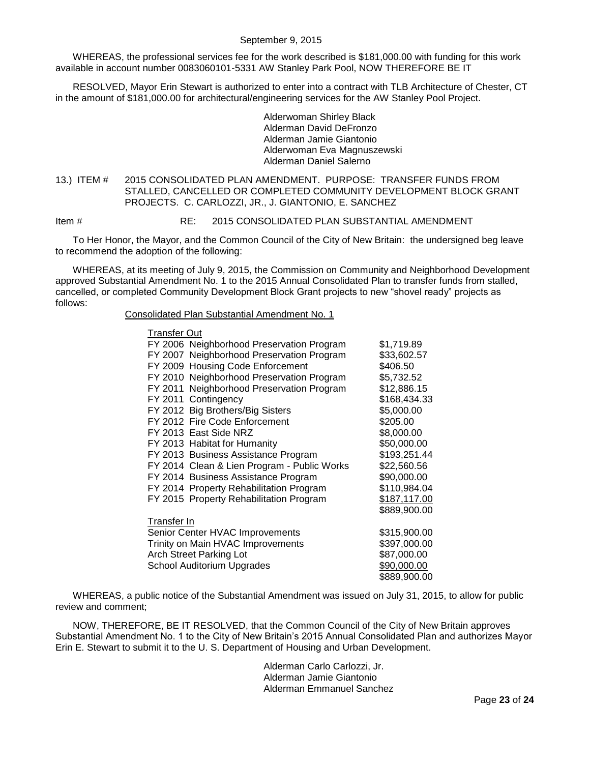WHEREAS, the professional services fee for the work described is $181,000.00 with funding for this work available in account number 0083060101-5331 AW Stanley Park Pool, NOW THEREFORE BE IT

RESOLVED, Mayor Erin Stewart is authorized to enter into a contract with TLB Architecture of Chester, CT in the amount of $181,000.00 for architectural/engineering services for the AW Stanley Pool Project.

Alderwoman Shirley Black
Alderman David DeFronzo
Alderman Jamie Giantonio
Alderwoman Eva Magnuszewski
Alderman Daniel Salerno

13.) ITEM # 2015 CONSOLIDATED PLAN AMENDMENT. PURPOSE: TRANSFER FUNDS FROM STALLED, CANCELLED OR COMPLETED COMMUNITY DEVELOPMENT BLOCK GRANT PROJECTS. C. CARLOZZI, JR., J. GIANTONIO, E. SANCHEZ

Item # RE: 2015 CONSOLIDATED PLAN SUBSTANTIAL AMENDMENT

To Her Honor, the Mayor, and the Common Council of the City of New Britain: the undersigned beg leave to recommend the adoption of the following:

WHEREAS, at its meeting of July 9, 2015, the Commission on Community and Neighborhood Development approved Substantial Amendment No. 1 to the 2015 Annual Consolidated Plan to transfer funds from stalled, cancelled, or completed Community Development Block Grant projects to new "shovel ready" projects as follows:

Consolidated Plan Substantial Amendment No. 1

| | |
|---|---|
| Transfer Out | |
| FY 2006 Neighborhood Preservation Program | $1,719.89 |
| FY 2007 Neighborhood Preservation Program | $33,602.57 |
| FY 2009 Housing Code Enforcement | $406.50 |
| FY 2010 Neighborhood Preservation Program | $5,732.52 |
| FY 2011 Neighborhood Preservation Program | $12,886.15 |
| FY 2011 Contingency | $168,434.33 |
| FY 2012 Big Brothers/Big Sisters | $5,000.00 |
| FY 2012 Fire Code Enforcement | $205.00 |
| FY 2013 East Side NRZ | $8,000.00 |
| FY 2013 Habitat for Humanity | $50,000.00 |
| FY 2013 Business Assistance Program | $193,251.44 |
| FY 2014 Clean & Lien Program - Public Works | $22,560.56 |
| FY 2014 Business Assistance Program | $90,000.00 |
| FY 2014 Property Rehabilitation Program | $110,984.04 |
| FY 2015 Property Rehabilitation Program | $187,117.00 |
| | $889,900.00 |
| Transfer In | |
| Senior Center HVAC Improvements | $315,900.00 |
| Trinity on Main HVAC Improvements | $397,000.00 |
| Arch Street Parking Lot | $87,000.00 |
| School Auditorium Upgrades | $90,000.00 |
| | $889,900.00 |

WHEREAS, a public notice of the Substantial Amendment was issued on July 31, 2015, to allow for public review and comment;

NOW, THEREFORE, BE IT RESOLVED, that the Common Council of the City of New Britain approves Substantial Amendment No. 1 to the City of New Britain's 2015 Annual Consolidated Plan and authorizes Mayor Erin E. Stewart to submit it to the U. S. Department of Housing and Urban Development.

Alderman Carlo Carlozzi, Jr.
Alderman Jamie Giantonio
Alderman Emmanuel Sanchez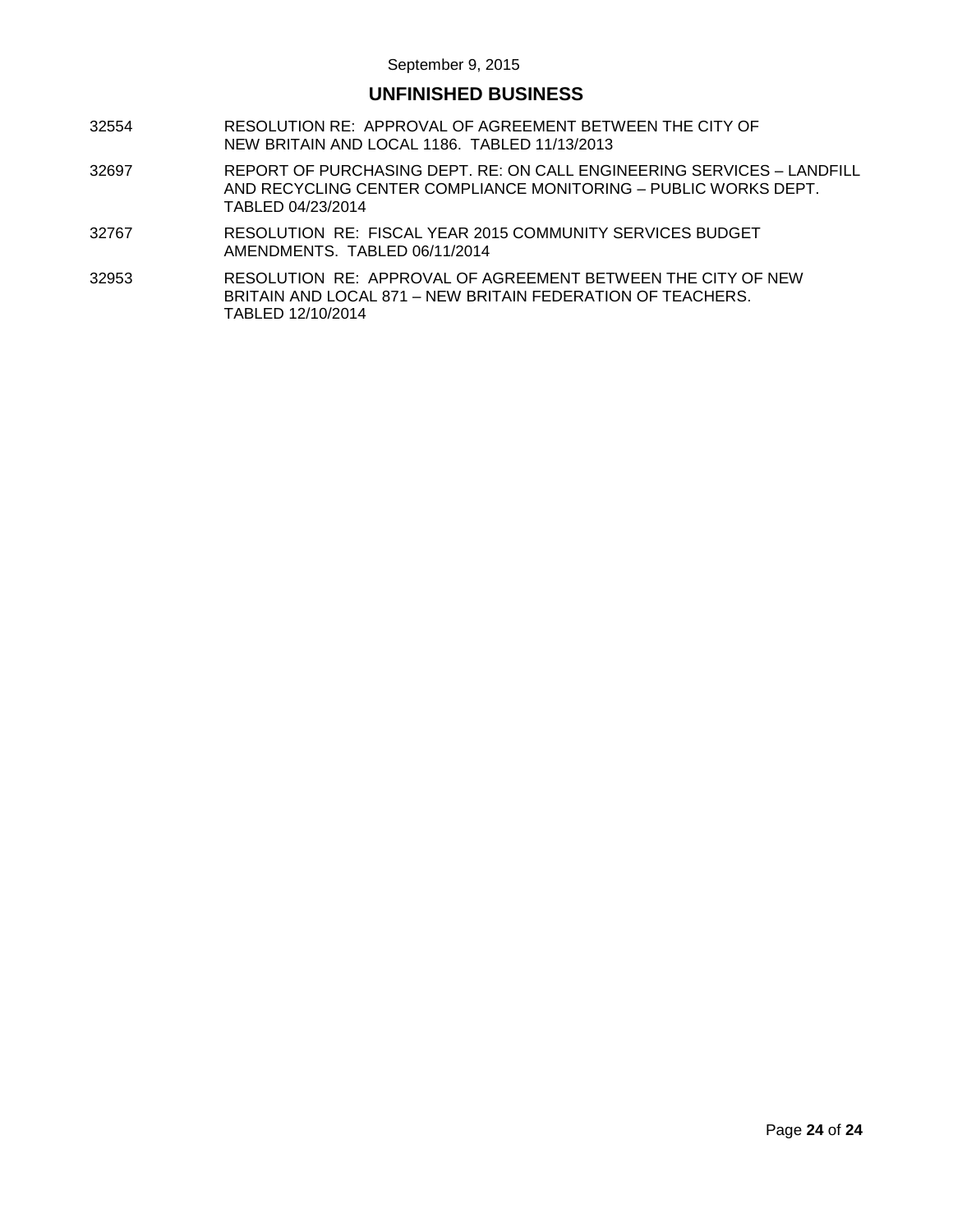September 9, 2015

## UNFINISHED BUSINESS

32554 RESOLUTION RE: APPROVAL OF AGREEMENT BETWEEN THE CITY OF NEW BRITAIN AND LOCAL 1186. TABLED 11/13/2013

32697 REPORT OF PURCHASING DEPT. RE: ON CALL ENGINEERING SERVICES – LANDFILL AND RECYCLING CENTER COMPLIANCE MONITORING – PUBLIC WORKS DEPT. TABLED 04/23/2014

32767 RESOLUTION RE: FISCAL YEAR 2015 COMMUNITY SERVICES BUDGET AMENDMENTS. TABLED 06/11/2014

32953 RESOLUTION RE: APPROVAL OF AGREEMENT BETWEEN THE CITY OF NEW BRITAIN AND LOCAL 871 – NEW BRITAIN FEDERATION OF TEACHERS. TABLED 12/10/2014